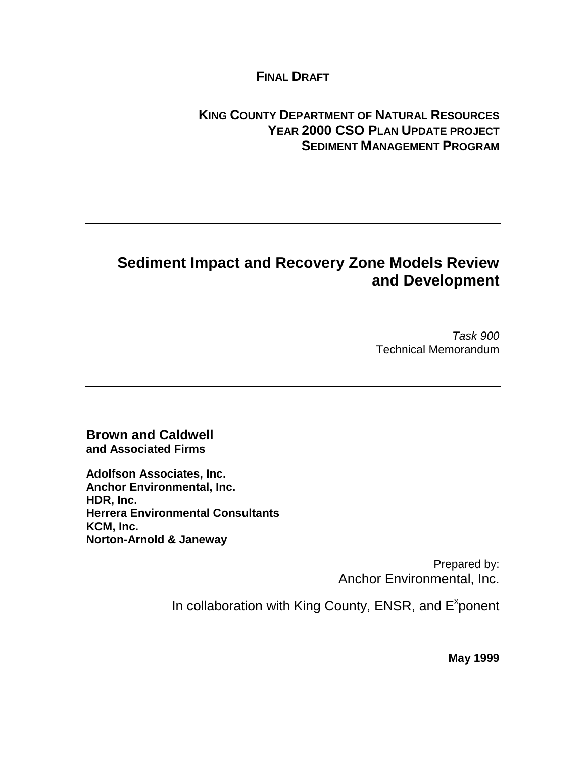**FINAL DRAFT**

**KING COUNTY DEPARTMENT OF NATURAL RESOURCES**
**YEAR 2000 CSO PLAN UPDATE PROJECT**
**SEDIMENT MANAGEMENT PROGRAM**

---

# Sediment Impact and Recovery Zone Models Review and Development

*Task 900*
Technical Memorandum

---

**Brown and Caldwell**
**and Associated Firms**

**Adolfson Associates, Inc.**
**Anchor Environmental, Inc.**
**HDR, Inc.**
**Herrera Environmental Consultants**
**KCM, Inc.**
**Norton-Arnold & Janeway**

Prepared by:
Anchor Environmental, Inc.

In collaboration with King County, ENSR, and E$^{x}$ponent

**May 1999**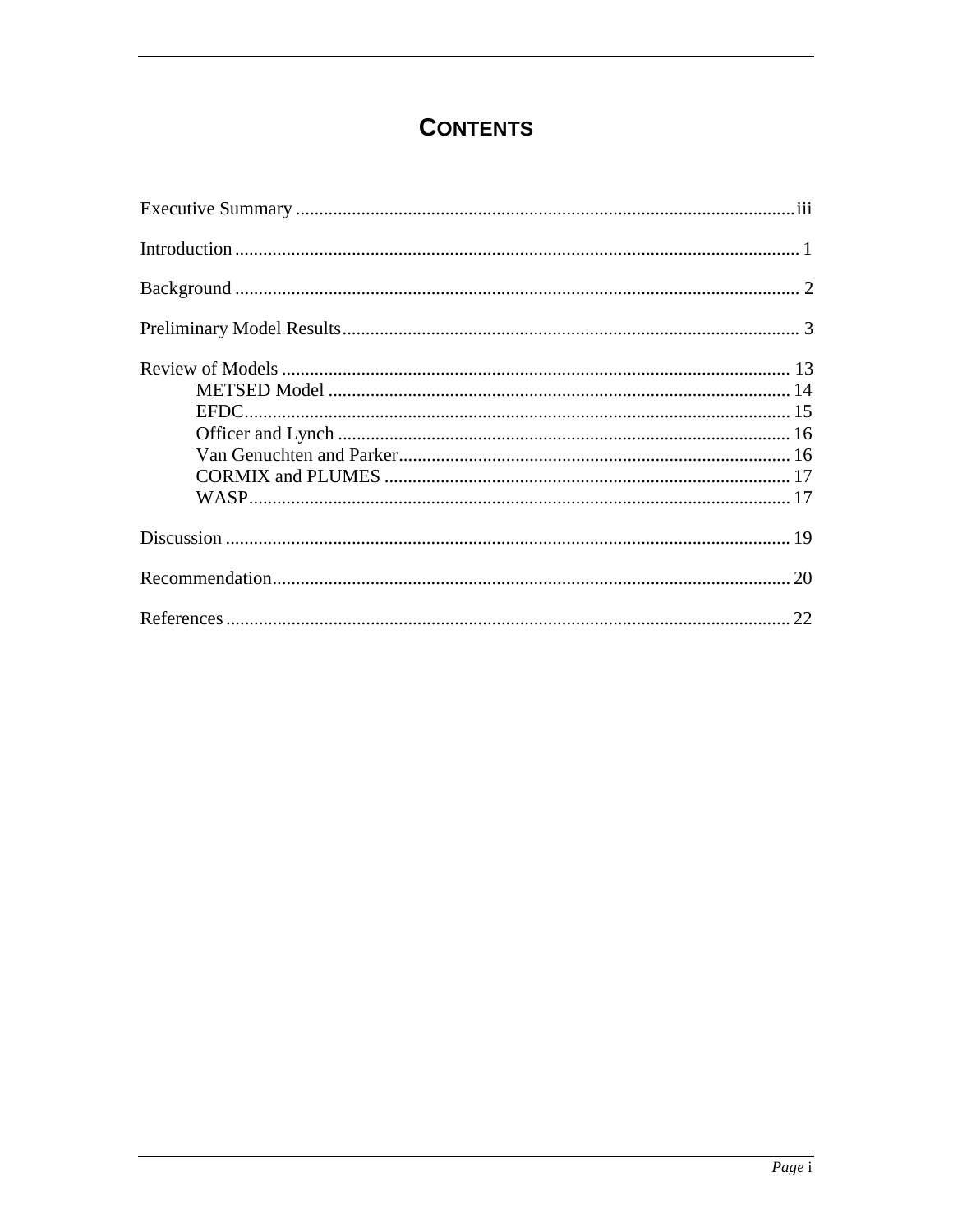# CONTENTS

Executive Summary .......... iii

Introduction .......... 1

Background .......... 2

Preliminary Model Results .......... 3

Review of Models .......... 13
- METSED Model .......... 14
- EFDC .......... 15
- Officer and Lynch .......... 16
- Van Genuchten and Parker .......... 16
- CORMIX and PLUMES .......... 17
- WASP .......... 17

Discussion .......... 19

Recommendation .......... 20

References .......... 22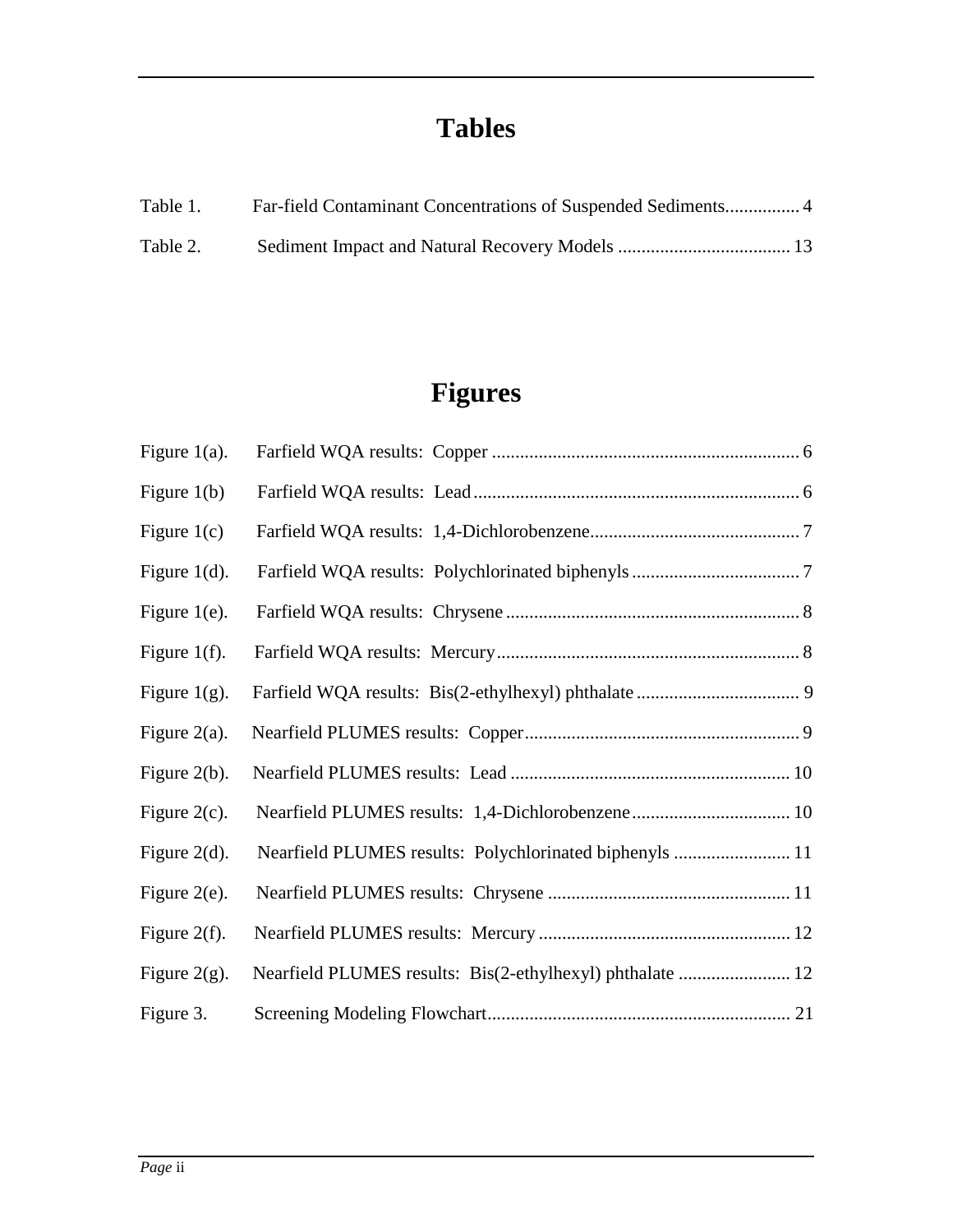# Tables

Table 1. Far-field Contaminant Concentrations of Suspended Sediments................ 4

Table 2. Sediment Impact and Natural Recovery Models ..................................... 13

# Figures

Figure 1(a). Farfield WQA results: Copper .................................................................. 6

Figure 1(b) Farfield WQA results: Lead ...................................................................... 6

Figure 1(c) Farfield WQA results: 1,4-Dichlorobenzene............................................. 7

Figure 1(d). Farfield WQA results: Polychlorinated biphenyls .................................... 7

Figure 1(e). Farfield WQA results: Chrysene ............................................................... 8

Figure 1(f). Farfield WQA results: Mercury................................................................. 8

Figure 1(g). Farfield WQA results: Bis(2-ethylhexyl) phthalate ................................... 9

Figure 2(a). Nearfield PLUMES results: Copper........................................................... 9

Figure 2(b). Nearfield PLUMES results: Lead ............................................................ 10

Figure 2(c). Nearfield PLUMES results: 1,4-Dichlorobenzene.................................. 10

Figure 2(d). Nearfield PLUMES results: Polychlorinated biphenyls ......................... 11

Figure 2(e). Nearfield PLUMES results: Chrysene .................................................... 11

Figure 2(f). Nearfield PLUMES results: Mercury ...................................................... 12

Figure 2(g). Nearfield PLUMES results: Bis(2-ethylhexyl) phthalate ........................ 12

Figure 3. Screening Modeling Flowchart................................................................. 21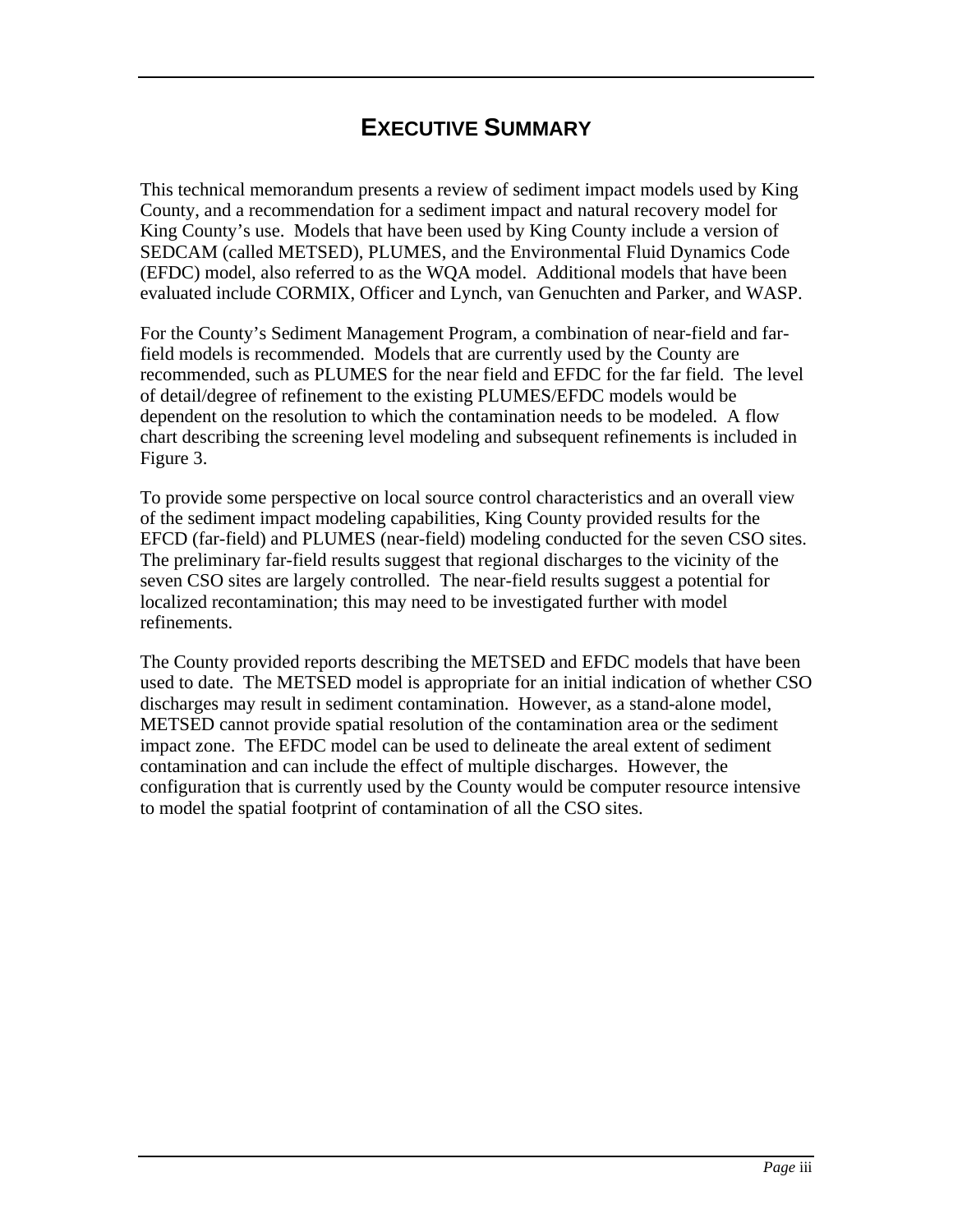# EXECUTIVE SUMMARY

This technical memorandum presents a review of sediment impact models used by King County, and a recommendation for a sediment impact and natural recovery model for King County's use. Models that have been used by King County include a version of SEDCAM (called METSED), PLUMES, and the Environmental Fluid Dynamics Code (EFDC) model, also referred to as the WQA model. Additional models that have been evaluated include CORMIX, Officer and Lynch, van Genuchten and Parker, and WASP.

For the County's Sediment Management Program, a combination of near-field and far-field models is recommended. Models that are currently used by the County are recommended, such as PLUMES for the near field and EFDC for the far field. The level of detail/degree of refinement to the existing PLUMES/EFDC models would be dependent on the resolution to which the contamination needs to be modeled. A flow chart describing the screening level modeling and subsequent refinements is included in Figure 3.

To provide some perspective on local source control characteristics and an overall view of the sediment impact modeling capabilities, King County provided results for the EFCD (far-field) and PLUMES (near-field) modeling conducted for the seven CSO sites. The preliminary far-field results suggest that regional discharges to the vicinity of the seven CSO sites are largely controlled. The near-field results suggest a potential for localized recontamination; this may need to be investigated further with model refinements.

The County provided reports describing the METSED and EFDC models that have been used to date. The METSED model is appropriate for an initial indication of whether CSO discharges may result in sediment contamination. However, as a stand-alone model, METSED cannot provide spatial resolution of the contamination area or the sediment impact zone. The EFDC model can be used to delineate the areal extent of sediment contamination and can include the effect of multiple discharges. However, the configuration that is currently used by the County would be computer resource intensive to model the spatial footprint of contamination of all the CSO sites.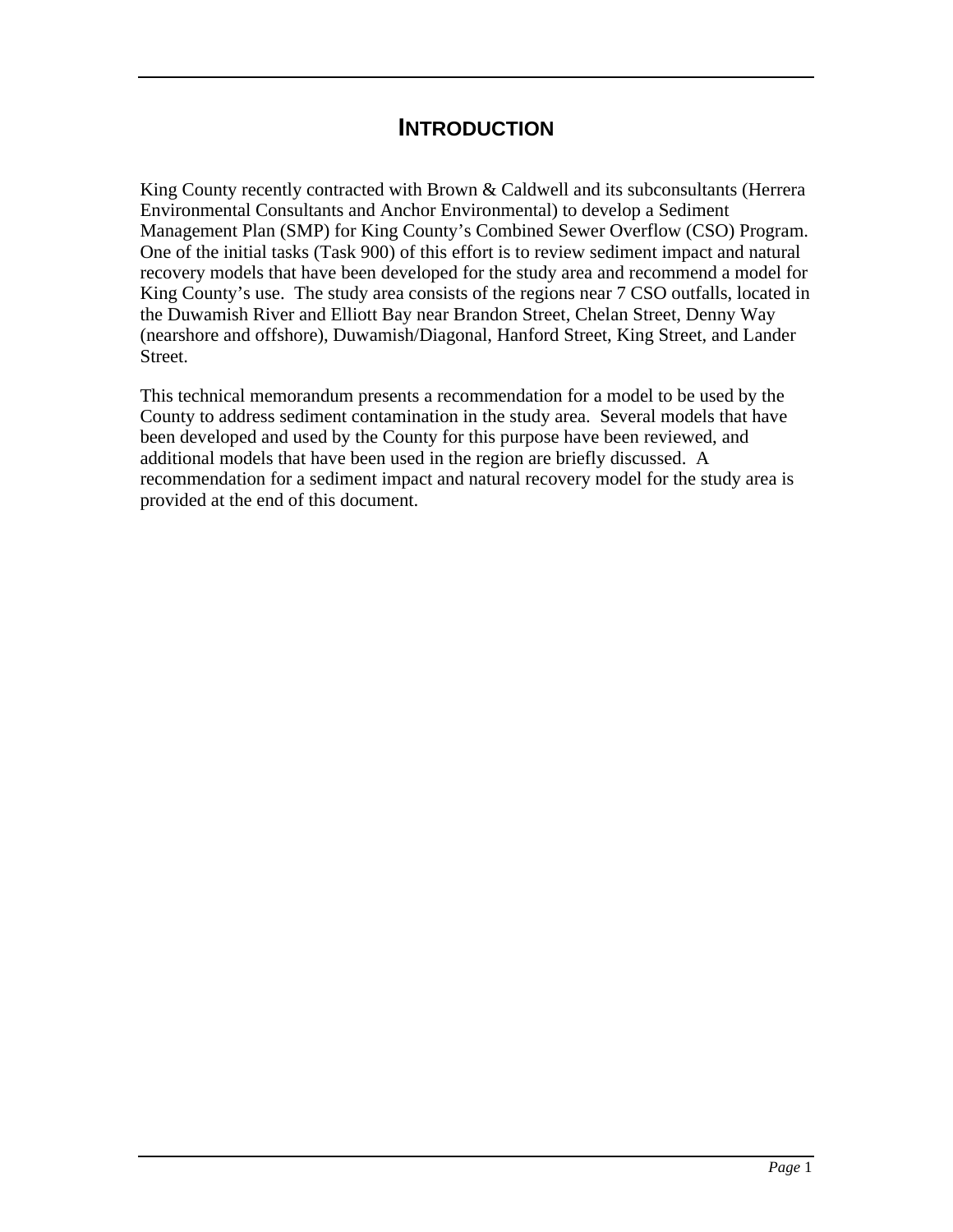# INTRODUCTION

King County recently contracted with Brown & Caldwell and its subconsultants (Herrera Environmental Consultants and Anchor Environmental) to develop a Sediment Management Plan (SMP) for King County's Combined Sewer Overflow (CSO) Program. One of the initial tasks (Task 900) of this effort is to review sediment impact and natural recovery models that have been developed for the study area and recommend a model for King County's use. The study area consists of the regions near 7 CSO outfalls, located in the Duwamish River and Elliott Bay near Brandon Street, Chelan Street, Denny Way (nearshore and offshore), Duwamish/Diagonal, Hanford Street, King Street, and Lander Street.

This technical memorandum presents a recommendation for a model to be used by the County to address sediment contamination in the study area. Several models that have been developed and used by the County for this purpose have been reviewed, and additional models that have been used in the region are briefly discussed. A recommendation for a sediment impact and natural recovery model for the study area is provided at the end of this document.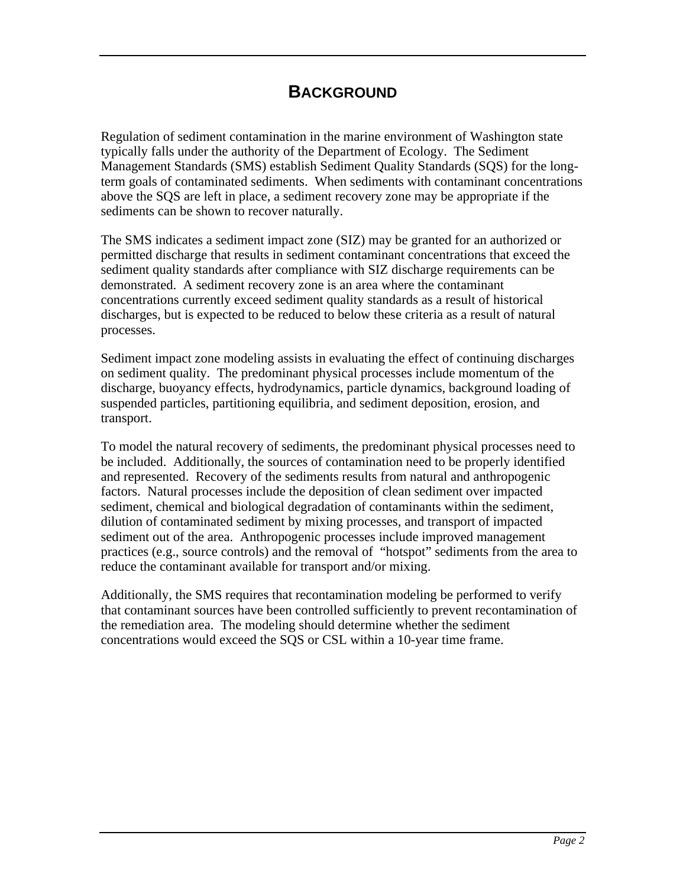# BACKGROUND

Regulation of sediment contamination in the marine environment of Washington state typically falls under the authority of the Department of Ecology. The Sediment Management Standards (SMS) establish Sediment Quality Standards (SQS) for the long-term goals of contaminated sediments. When sediments with contaminant concentrations above the SQS are left in place, a sediment recovery zone may be appropriate if the sediments can be shown to recover naturally.

The SMS indicates a sediment impact zone (SIZ) may be granted for an authorized or permitted discharge that results in sediment contaminant concentrations that exceed the sediment quality standards after compliance with SIZ discharge requirements can be demonstrated. A sediment recovery zone is an area where the contaminant concentrations currently exceed sediment quality standards as a result of historical discharges, but is expected to be reduced to below these criteria as a result of natural processes.

Sediment impact zone modeling assists in evaluating the effect of continuing discharges on sediment quality. The predominant physical processes include momentum of the discharge, buoyancy effects, hydrodynamics, particle dynamics, background loading of suspended particles, partitioning equilibria, and sediment deposition, erosion, and transport.

To model the natural recovery of sediments, the predominant physical processes need to be included. Additionally, the sources of contamination need to be properly identified and represented. Recovery of the sediments results from natural and anthropogenic factors. Natural processes include the deposition of clean sediment over impacted sediment, chemical and biological degradation of contaminants within the sediment, dilution of contaminated sediment by mixing processes, and transport of impacted sediment out of the area. Anthropogenic processes include improved management practices (e.g., source controls) and the removal of "hotspot" sediments from the area to reduce the contaminant available for transport and/or mixing.

Additionally, the SMS requires that recontamination modeling be performed to verify that contaminant sources have been controlled sufficiently to prevent recontamination of the remediation area. The modeling should determine whether the sediment concentrations would exceed the SQS or CSL within a 10-year time frame.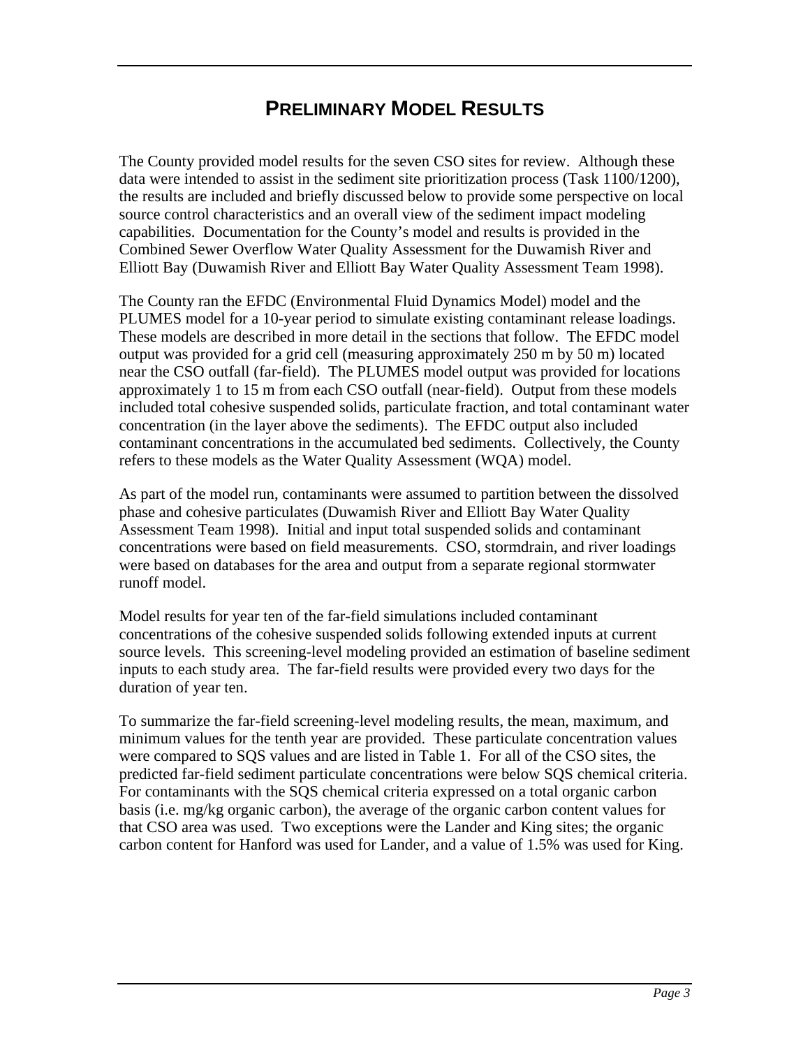# Preliminary Model Results

The County provided model results for the seven CSO sites for review. Although these data were intended to assist in the sediment site prioritization process (Task 1100/1200), the results are included and briefly discussed below to provide some perspective on local source control characteristics and an overall view of the sediment impact modeling capabilities. Documentation for the County's model and results is provided in the Combined Sewer Overflow Water Quality Assessment for the Duwamish River and Elliott Bay (Duwamish River and Elliott Bay Water Quality Assessment Team 1998).

The County ran the EFDC (Environmental Fluid Dynamics Model) model and the PLUMES model for a 10-year period to simulate existing contaminant release loadings. These models are described in more detail in the sections that follow. The EFDC model output was provided for a grid cell (measuring approximately 250 m by 50 m) located near the CSO outfall (far-field). The PLUMES model output was provided for locations approximately 1 to 15 m from each CSO outfall (near-field). Output from these models included total cohesive suspended solids, particulate fraction, and total contaminant water concentration (in the layer above the sediments). The EFDC output also included contaminant concentrations in the accumulated bed sediments. Collectively, the County refers to these models as the Water Quality Assessment (WQA) model.

As part of the model run, contaminants were assumed to partition between the dissolved phase and cohesive particulates (Duwamish River and Elliott Bay Water Quality Assessment Team 1998). Initial and input total suspended solids and contaminant concentrations were based on field measurements. CSO, stormdrain, and river loadings were based on databases for the area and output from a separate regional stormwater runoff model.

Model results for year ten of the far-field simulations included contaminant concentrations of the cohesive suspended solids following extended inputs at current source levels. This screening-level modeling provided an estimation of baseline sediment inputs to each study area. The far-field results were provided every two days for the duration of year ten.

To summarize the far-field screening-level modeling results, the mean, maximum, and minimum values for the tenth year are provided. These particulate concentration values were compared to SQS values and are listed in Table 1. For all of the CSO sites, the predicted far-field sediment particulate concentrations were below SQS chemical criteria. For contaminants with the SQS chemical criteria expressed on a total organic carbon basis (i.e. mg/kg organic carbon), the average of the organic carbon content values for that CSO area was used. Two exceptions were the Lander and King sites; the organic carbon content for Hanford was used for Lander, and a value of 1.5% was used for King.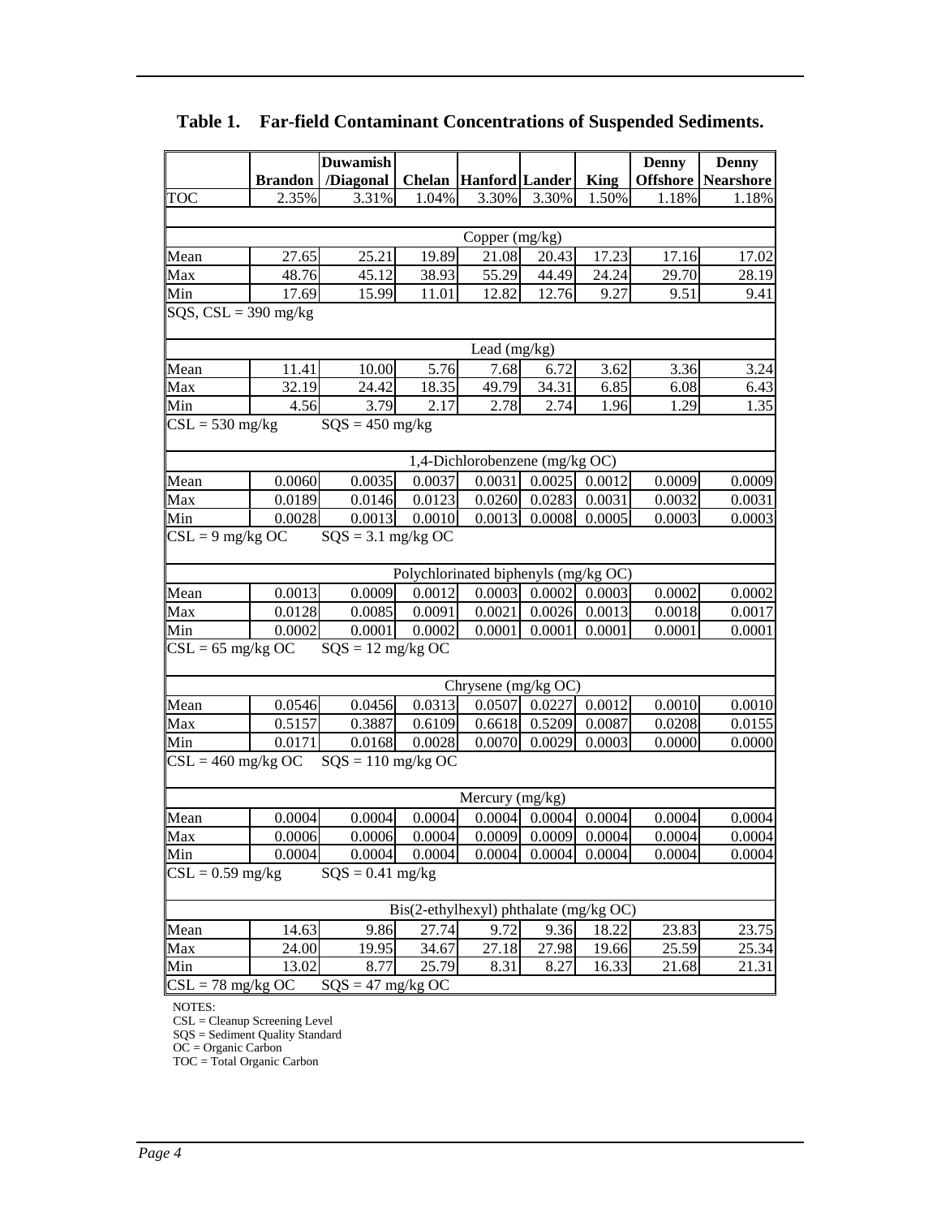**Table 1. Far-field Contaminant Concentrations of Suspended Sediments.**

| | Brandon | Duwamish /Diagonal | Chelan | Hanford | Lander | King | Denny Offshore | Denny Nearshore |
|---|---|---|---|---|---|---|---|---|
| TOC | 2.35% | 3.31% | 1.04% | 3.30% | 3.30% | 1.50% | 1.18% | 1.18% |
| | | | | | | | | |
| | | | | Copper (mg/kg) | | | | |
| Mean | 27.65 | 25.21 | 19.89 | 21.08 | 20.43 | 17.23 | 17.16 | 17.02 |
| Max | 48.76 | 45.12 | 38.93 | 55.29 | 44.49 | 24.24 | 29.70 | 28.19 |
| Min | 17.69 | 15.99 | 11.01 | 12.82 | 12.76 | 9.27 | 9.51 | 9.41 |
| SQS, CSL = 390 mg/kg | | | | | | | | |
| | | | | Lead (mg/kg) | | | | |
| Mean | 11.41 | 10.00 | 5.76 | 7.68 | 6.72 | 3.62 | 3.36 | 3.24 |
| Max | 32.19 | 24.42 | 18.35 | 49.79 | 34.31 | 6.85 | 6.08 | 6.43 |
| Min | 4.56 | 3.79 | 2.17 | 2.78 | 2.74 | 1.96 | 1.29 | 1.35 |
| CSL = 530 mg/kg | SQS = 450 mg/kg | | | | | | | |
| | | | | 1,4-Dichlorobenzene (mg/kg OC) | | | | |
| Mean | 0.0060 | 0.0035 | 0.0037 | 0.0031 | 0.0025 | 0.0012 | 0.0009 | 0.0009 |
| Max | 0.0189 | 0.0146 | 0.0123 | 0.0260 | 0.0283 | 0.0031 | 0.0032 | 0.0031 |
| Min | 0.0028 | 0.0013 | 0.0010 | 0.0013 | 0.0008 | 0.0005 | 0.0003 | 0.0003 |
| CSL = 9 mg/kg OC | SQS = 3.1 mg/kg OC | | | | | | | |
| | | | | Polychlorinated biphenyls (mg/kg OC) | | | | |
| Mean | 0.0013 | 0.0009 | 0.0012 | 0.0003 | 0.0002 | 0.0003 | 0.0002 | 0.0002 |
| Max | 0.0128 | 0.0085 | 0.0091 | 0.0021 | 0.0026 | 0.0013 | 0.0018 | 0.0017 |
| Min | 0.0002 | 0.0001 | 0.0002 | 0.0001 | 0.0001 | 0.0001 | 0.0001 | 0.0001 |
| CSL = 65 mg/kg OC | SQS = 12 mg/kg OC | | | | | | | |
| | | | | Chrysene (mg/kg OC) | | | | |
| Mean | 0.0546 | 0.0456 | 0.0313 | 0.0507 | 0.0227 | 0.0012 | 0.0010 | 0.0010 |
| Max | 0.5157 | 0.3887 | 0.6109 | 0.6618 | 0.5209 | 0.0087 | 0.0208 | 0.0155 |
| Min | 0.0171 | 0.0168 | 0.0028 | 0.0070 | 0.0029 | 0.0003 | 0.0000 | 0.0000 |
| CSL = 460 mg/kg OC | SQS = 110 mg/kg OC | | | | | | | |
| | | | | Mercury (mg/kg) | | | | |
| Mean | 0.0004 | 0.0004 | 0.0004 | 0.0004 | 0.0004 | 0.0004 | 0.0004 | 0.0004 |
| Max | 0.0006 | 0.0006 | 0.0004 | 0.0009 | 0.0009 | 0.0004 | 0.0004 | 0.0004 |
| Min | 0.0004 | 0.0004 | 0.0004 | 0.0004 | 0.0004 | 0.0004 | 0.0004 | 0.0004 |
| CSL = 0.59 mg/kg | SQS = 0.41 mg/kg | | | | | | | |
| | | | | Bis(2-ethylhexyl) phthalate (mg/kg OC) | | | | |
| Mean | 14.63 | 9.86 | 27.74 | 9.72 | 9.36 | 18.22 | 23.83 | 23.75 |
| Max | 24.00 | 19.95 | 34.67 | 27.18 | 27.98 | 19.66 | 25.59 | 25.34 |
| Min | 13.02 | 8.77 | 25.79 | 8.31 | 8.27 | 16.33 | 21.68 | 21.31 |
| CSL = 78 mg/kg OC | SQS = 47 mg/kg OC | | | | | | | |

NOTES:
CSL = Cleanup Screening Level
SQS = Sediment Quality Standard
OC = Organic Carbon
TOC = Total Organic Carbon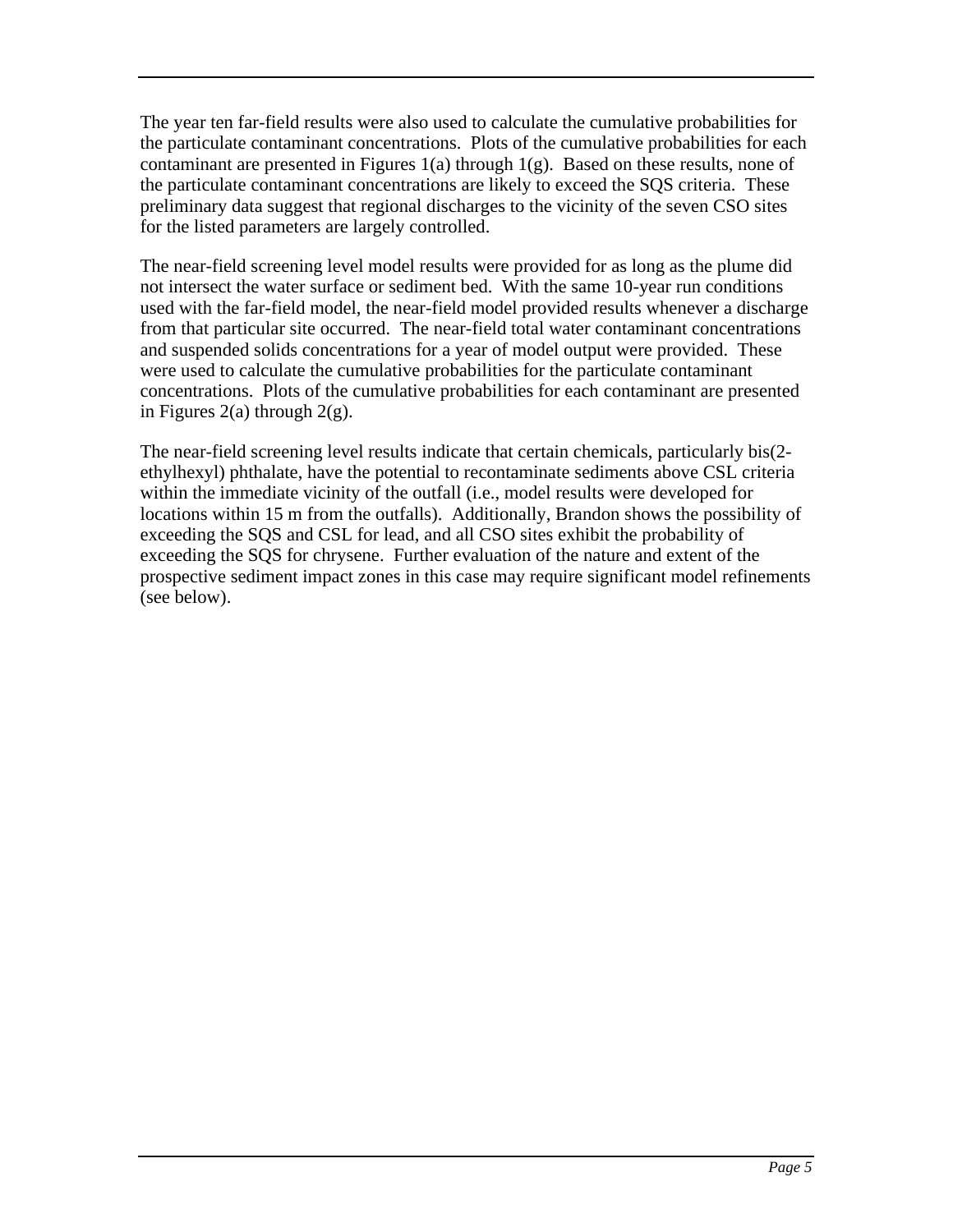The year ten far-field results were also used to calculate the cumulative probabilities for the particulate contaminant concentrations. Plots of the cumulative probabilities for each contaminant are presented in Figures 1(a) through 1(g). Based on these results, none of the particulate contaminant concentrations are likely to exceed the SQS criteria. These preliminary data suggest that regional discharges to the vicinity of the seven CSO sites for the listed parameters are largely controlled.

The near-field screening level model results were provided for as long as the plume did not intersect the water surface or sediment bed. With the same 10-year run conditions used with the far-field model, the near-field model provided results whenever a discharge from that particular site occurred. The near-field total water contaminant concentrations and suspended solids concentrations for a year of model output were provided. These were used to calculate the cumulative probabilities for the particulate contaminant concentrations. Plots of the cumulative probabilities for each contaminant are presented in Figures 2(a) through 2(g).

The near-field screening level results indicate that certain chemicals, particularly bis(2-ethylhexyl) phthalate, have the potential to recontaminate sediments above CSL criteria within the immediate vicinity of the outfall (i.e., model results were developed for locations within 15 m from the outfalls). Additionally, Brandon shows the possibility of exceeding the SQS and CSL for lead, and all CSO sites exhibit the probability of exceeding the SQS for chrysene. Further evaluation of the nature and extent of the prospective sediment impact zones in this case may require significant model refinements (see below).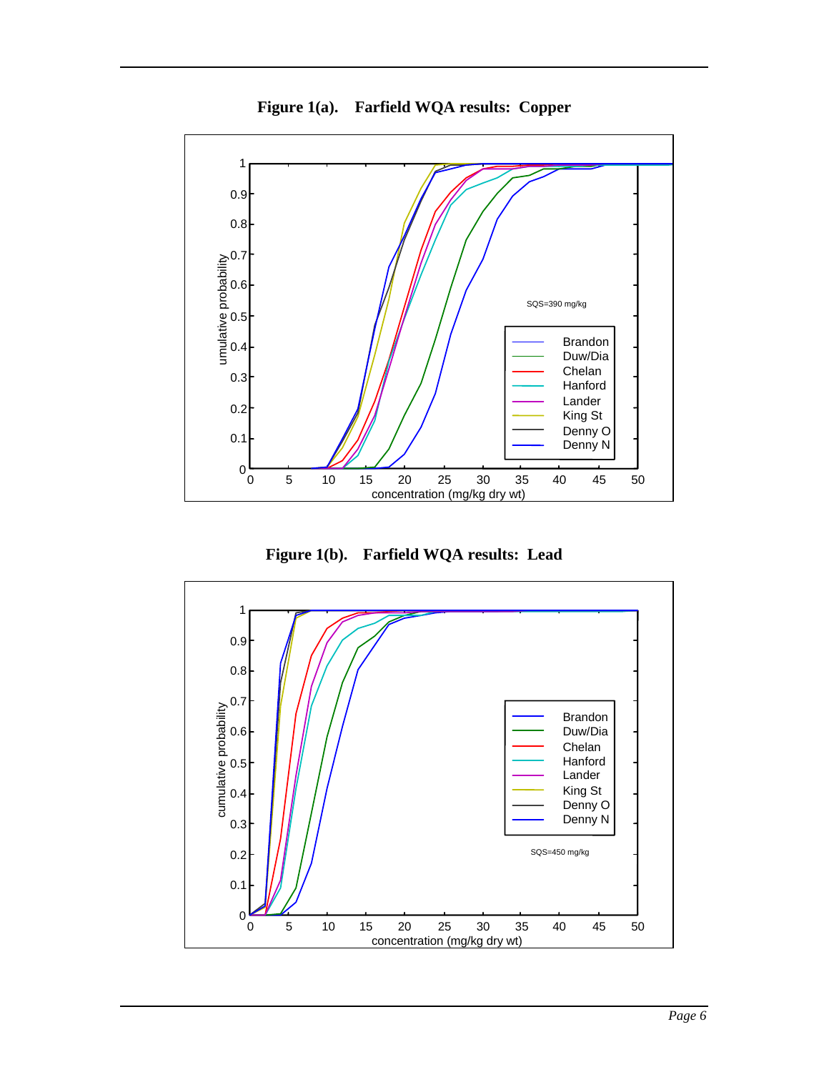**Figure 1(a). Farfield WQA results: Copper**

**Figure 1(b). Farfield WQA results: Lead**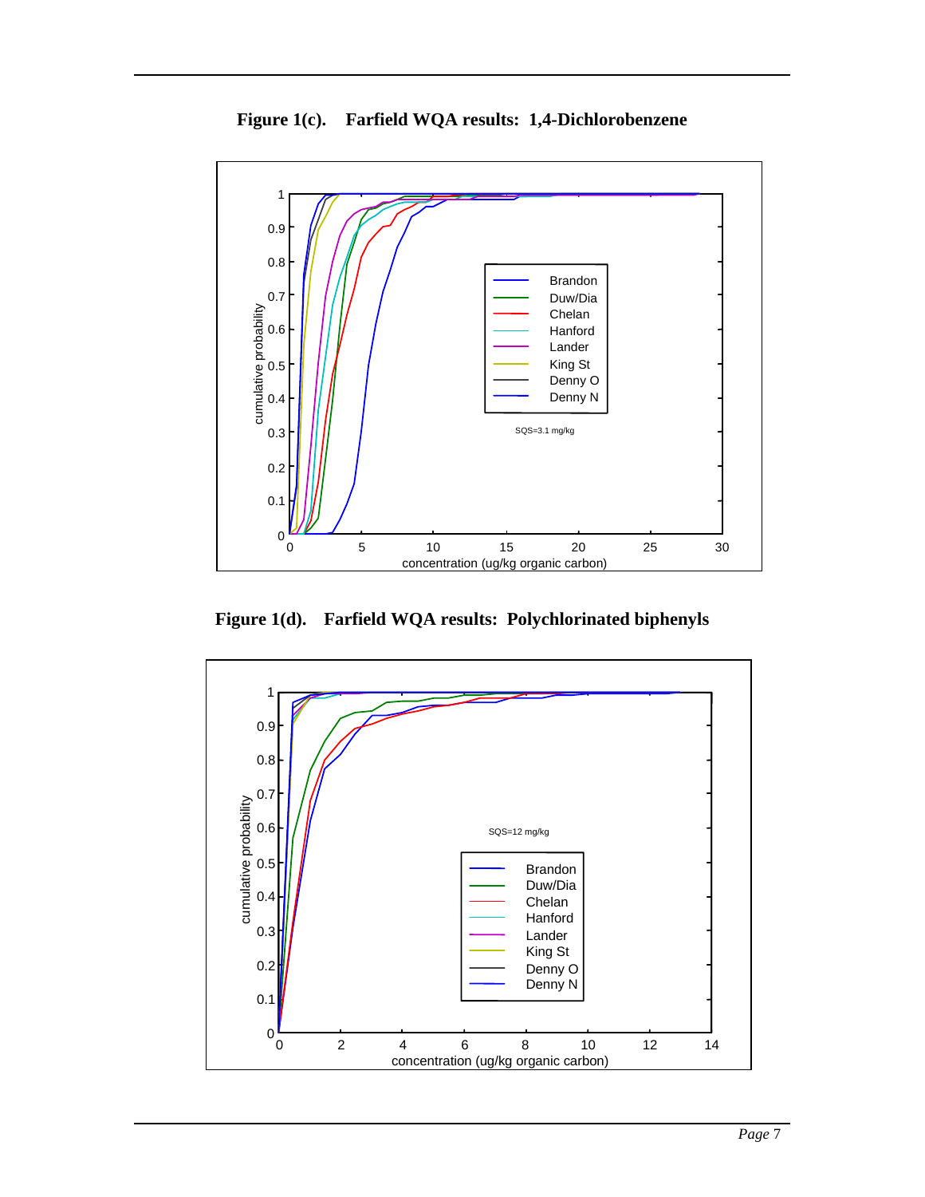**Figure 1(c). Farfield WQA results: 1,4-Dichlorobenzene**

**Figure 1(d). Farfield WQA results: Polychlorinated biphenyls**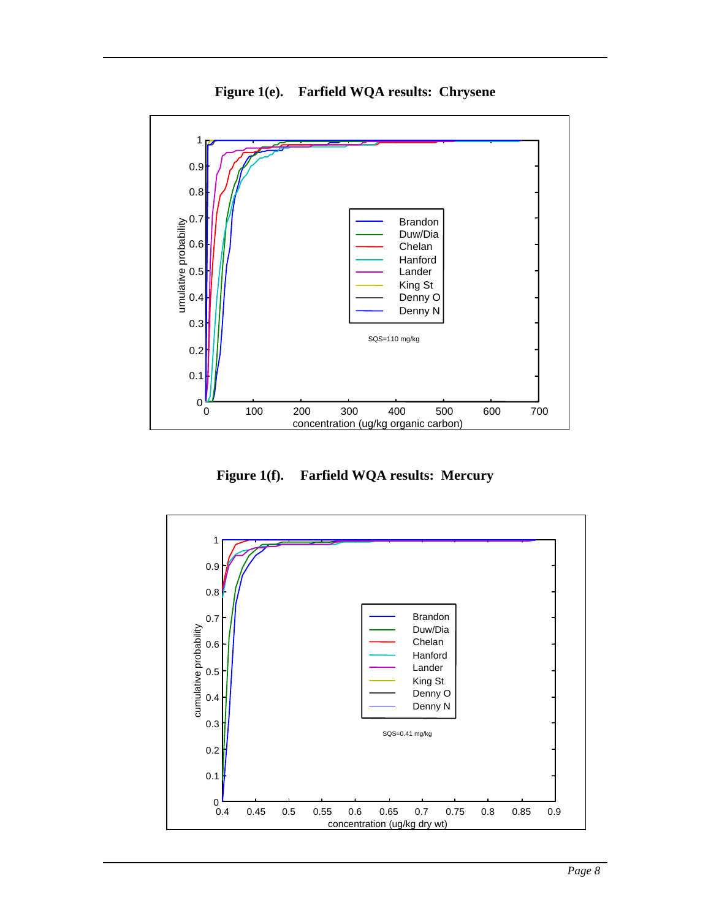**Figure 1(e). Farfield WQA results: Chrysene**

**Figure 1(f). Farfield WQA results: Mercury**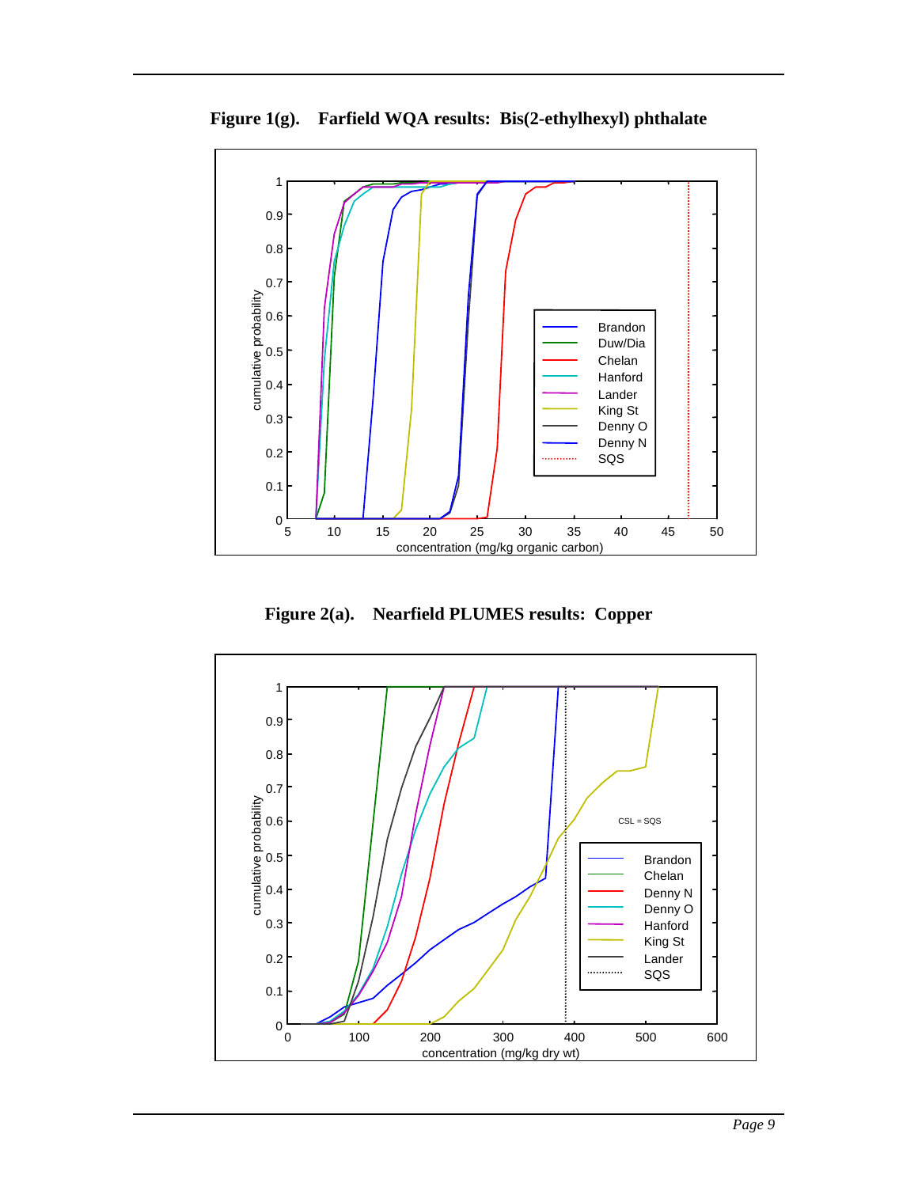**Figure 1(g). Farfield WQA results: Bis(2-ethylhexyl) phthalate**

**Figure 2(a). Nearfield PLUMES results: Copper**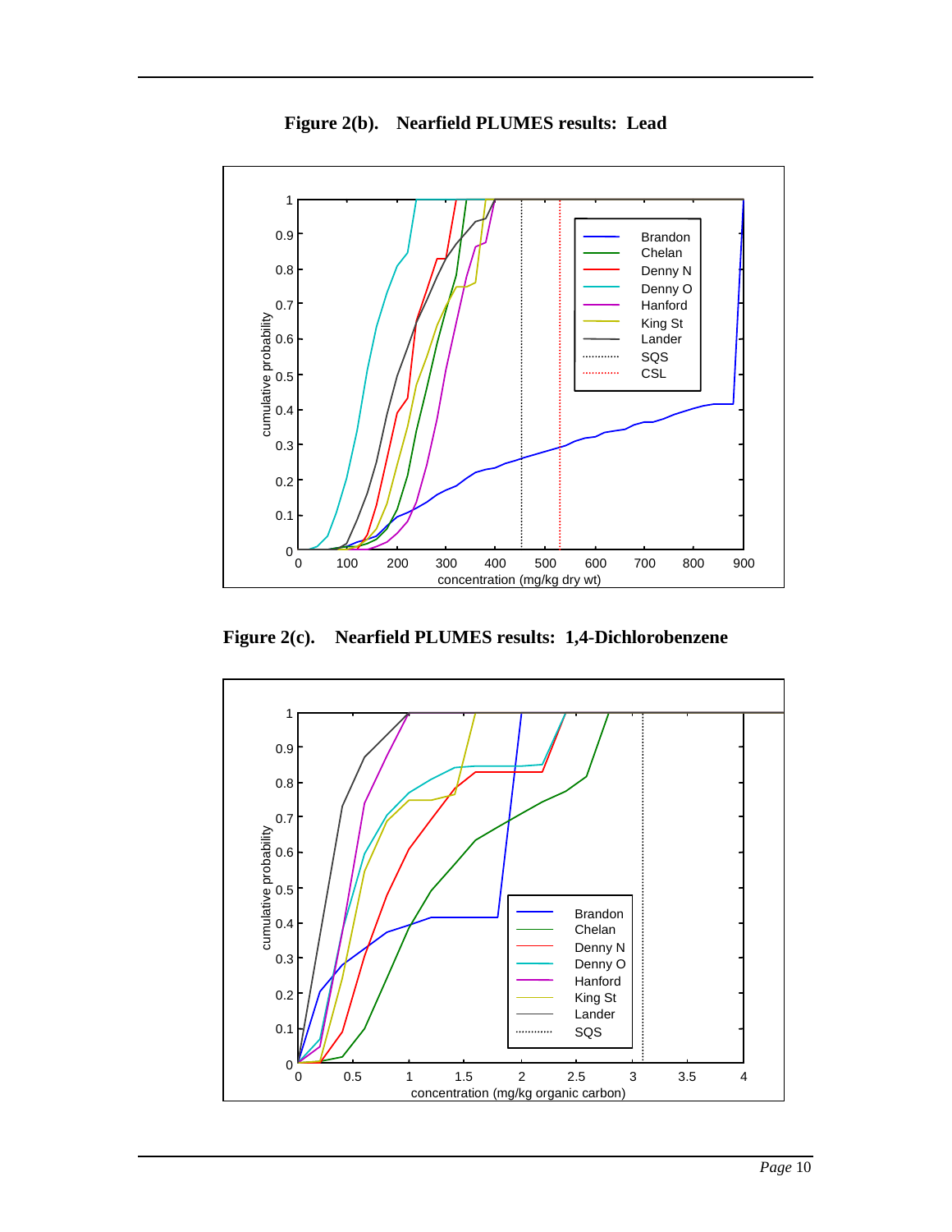**Figure 2(b). Nearfield PLUMES results: Lead**

**Figure 2(c). Nearfield PLUMES results: 1,4-Dichlorobenzene**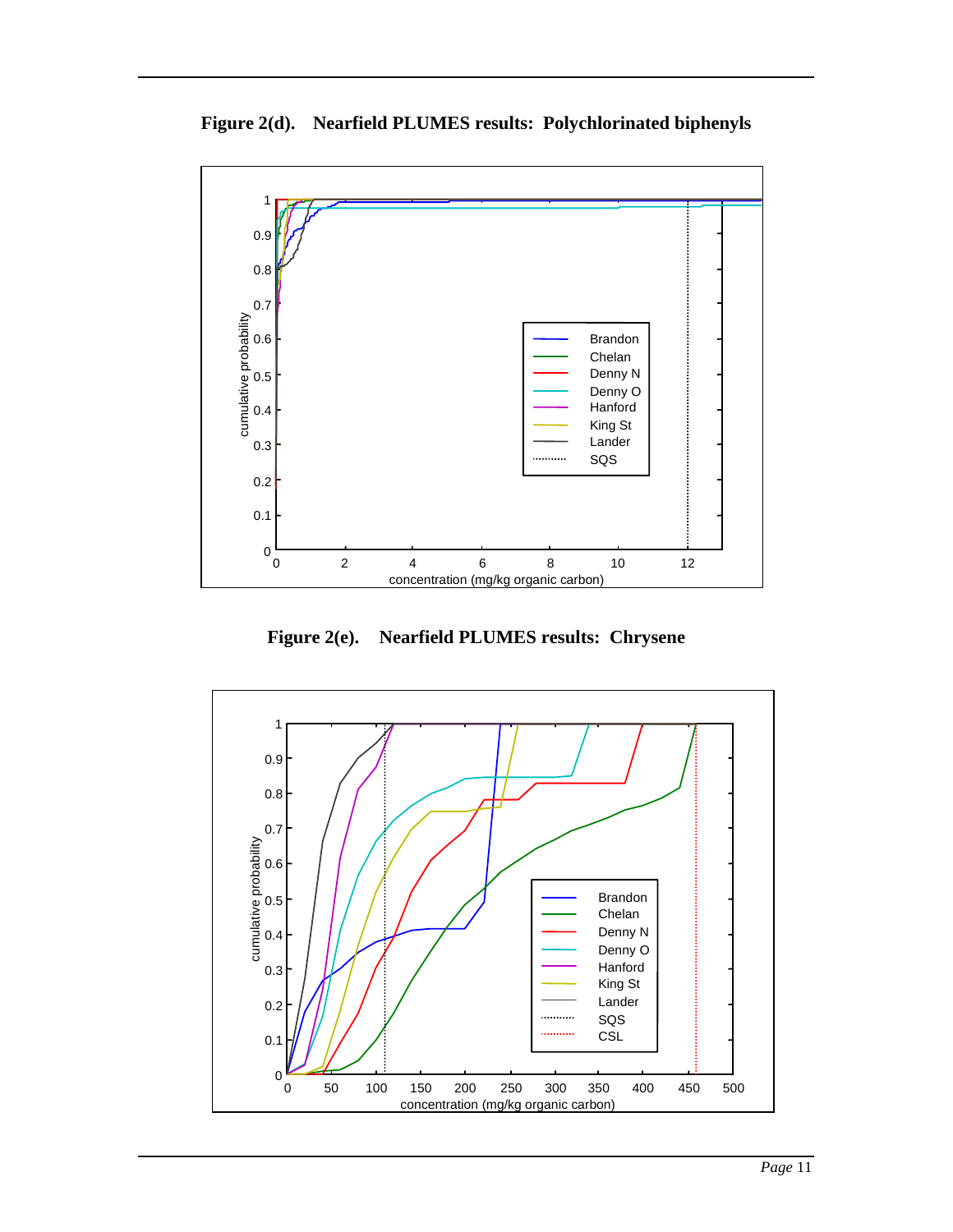**Figure 2(d). Nearfield PLUMES results: Polychlorinated biphenyls**

**Figure 2(e). Nearfield PLUMES results: Chrysene**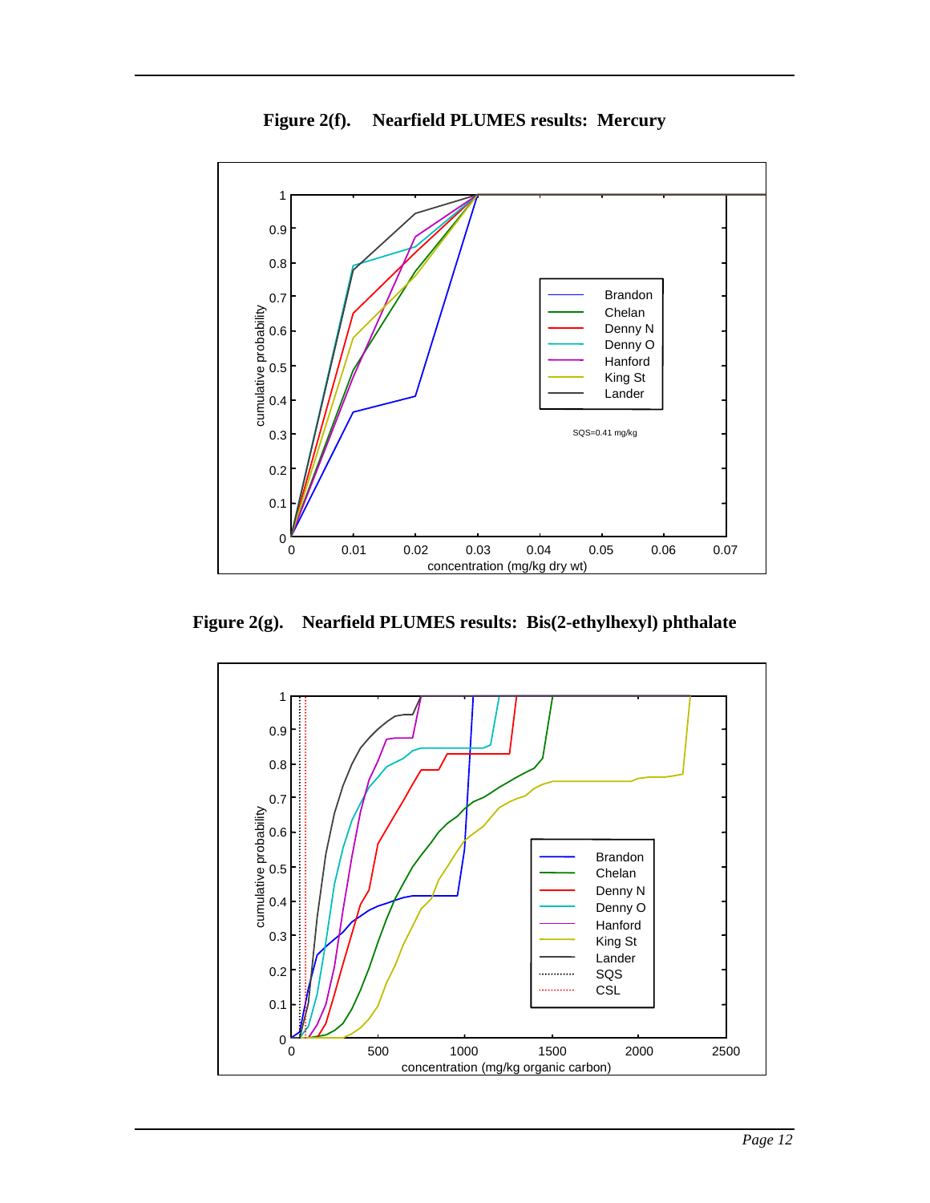**Figure 2(f). Nearfield PLUMES results: Mercury**

**Figure 2(g). Nearfield PLUMES results: Bis(2-ethylhexyl) phthalate**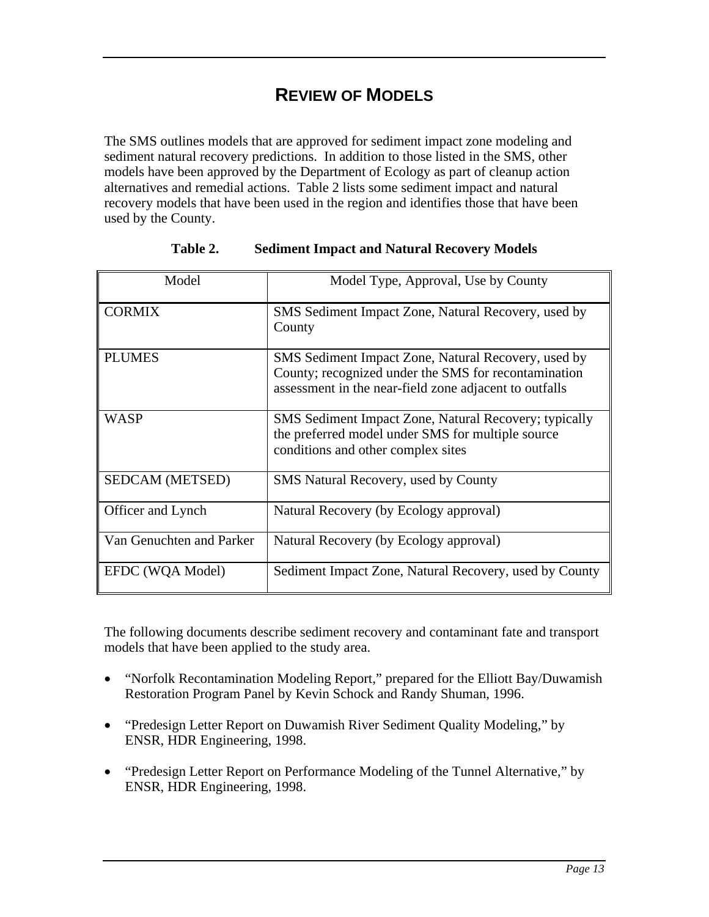# REVIEW OF MODELS

The SMS outlines models that are approved for sediment impact zone modeling and sediment natural recovery predictions. In addition to those listed in the SMS, other models have been approved by the Department of Ecology as part of cleanup action alternatives and remedial actions. Table 2 lists some sediment impact and natural recovery models that have been used in the region and identifies those that have been used by the County.

**Table 2. Sediment Impact and Natural Recovery Models**

| Model | Model Type, Approval, Use by County |
|---|---|
| CORMIX | SMS Sediment Impact Zone, Natural Recovery, used by County |
| PLUMES | SMS Sediment Impact Zone, Natural Recovery, used by County; recognized under the SMS for recontamination assessment in the near-field zone adjacent to outfalls |
| WASP | SMS Sediment Impact Zone, Natural Recovery; typically the preferred model under SMS for multiple source conditions and other complex sites |
| SEDCAM (METSED) | SMS Natural Recovery, used by County |
| Officer and Lynch | Natural Recovery (by Ecology approval) |
| Van Genuchten and Parker | Natural Recovery (by Ecology approval) |
| EFDC (WQA Model) | Sediment Impact Zone, Natural Recovery, used by County |

The following documents describe sediment recovery and contaminant fate and transport models that have been applied to the study area.

- "Norfolk Recontamination Modeling Report," prepared for the Elliott Bay/Duwamish Restoration Program Panel by Kevin Schock and Randy Shuman, 1996.

- "Predesign Letter Report on Duwamish River Sediment Quality Modeling," by ENSR, HDR Engineering, 1998.

- "Predesign Letter Report on Performance Modeling of the Tunnel Alternative," by ENSR, HDR Engineering, 1998.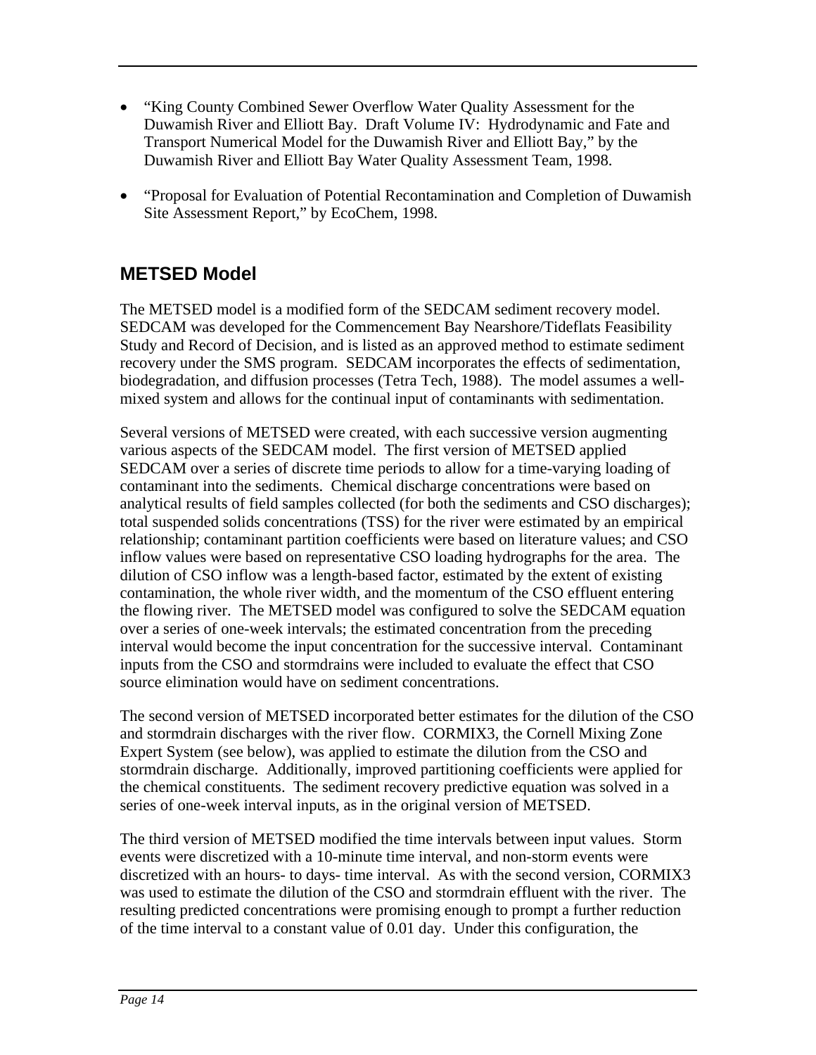- "King County Combined Sewer Overflow Water Quality Assessment for the Duwamish River and Elliott Bay. Draft Volume IV: Hydrodynamic and Fate and Transport Numerical Model for the Duwamish River and Elliott Bay," by the Duwamish River and Elliott Bay Water Quality Assessment Team, 1998.

- "Proposal for Evaluation of Potential Recontamination and Completion of Duwamish Site Assessment Report," by EcoChem, 1998.

## METSED Model

The METSED model is a modified form of the SEDCAM sediment recovery model. SEDCAM was developed for the Commencement Bay Nearshore/Tideflats Feasibility Study and Record of Decision, and is listed as an approved method to estimate sediment recovery under the SMS program. SEDCAM incorporates the effects of sedimentation, biodegradation, and diffusion processes (Tetra Tech, 1988). The model assumes a well-mixed system and allows for the continual input of contaminants with sedimentation.

Several versions of METSED were created, with each successive version augmenting various aspects of the SEDCAM model. The first version of METSED applied SEDCAM over a series of discrete time periods to allow for a time-varying loading of contaminant into the sediments. Chemical discharge concentrations were based on analytical results of field samples collected (for both the sediments and CSO discharges); total suspended solids concentrations (TSS) for the river were estimated by an empirical relationship; contaminant partition coefficients were based on literature values; and CSO inflow values were based on representative CSO loading hydrographs for the area. The dilution of CSO inflow was a length-based factor, estimated by the extent of existing contamination, the whole river width, and the momentum of the CSO effluent entering the flowing river. The METSED model was configured to solve the SEDCAM equation over a series of one-week intervals; the estimated concentration from the preceding interval would become the input concentration for the successive interval. Contaminant inputs from the CSO and stormdrains were included to evaluate the effect that CSO source elimination would have on sediment concentrations.

The second version of METSED incorporated better estimates for the dilution of the CSO and stormdrain discharges with the river flow. CORMIX3, the Cornell Mixing Zone Expert System (see below), was applied to estimate the dilution from the CSO and stormdrain discharge. Additionally, improved partitioning coefficients were applied for the chemical constituents. The sediment recovery predictive equation was solved in a series of one-week interval inputs, as in the original version of METSED.

The third version of METSED modified the time intervals between input values. Storm events were discretized with a 10-minute time interval, and non-storm events were discretized with an hours- to days- time interval. As with the second version, CORMIX3 was used to estimate the dilution of the CSO and stormdrain effluent with the river. The resulting predicted concentrations were promising enough to prompt a further reduction of the time interval to a constant value of 0.01 day. Under this configuration, the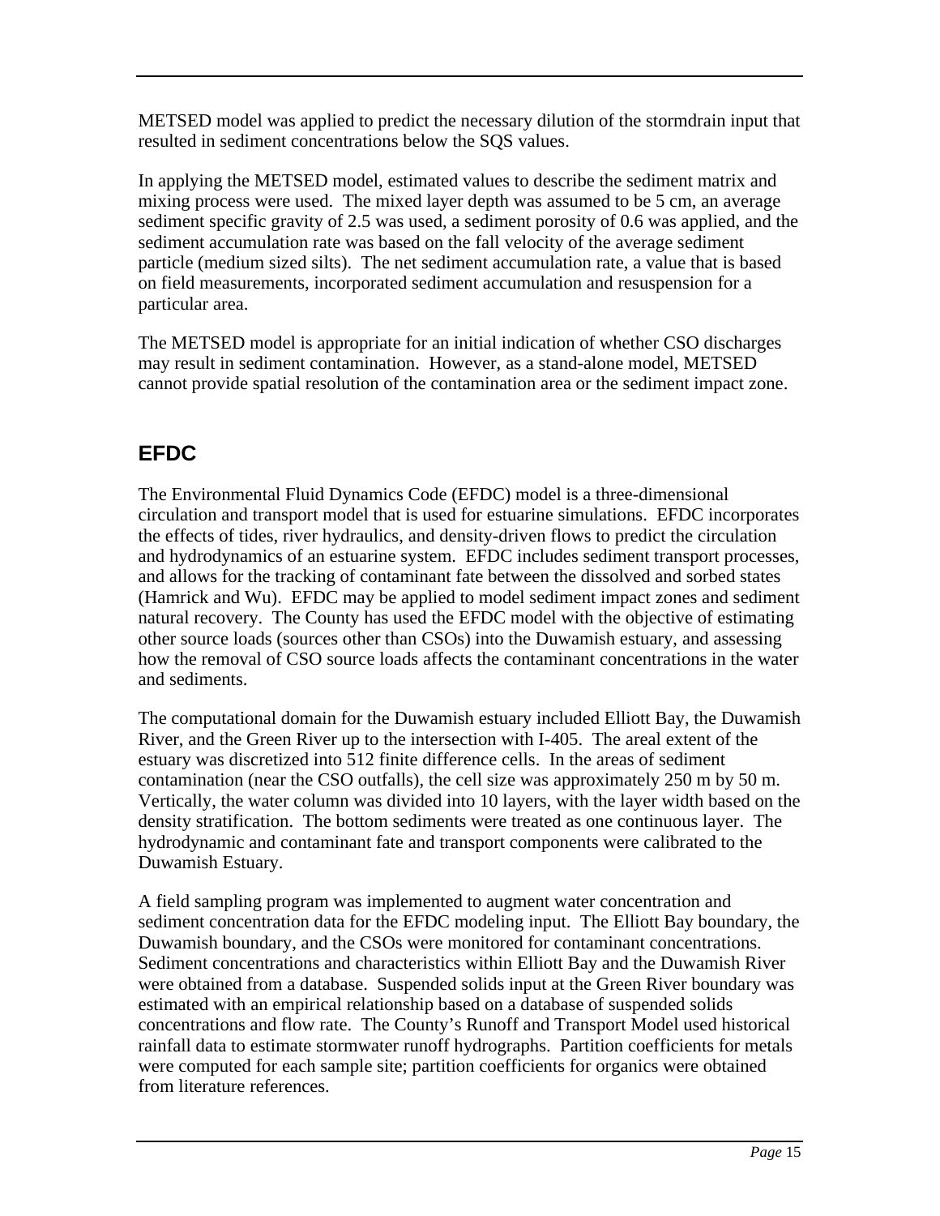METSED model was applied to predict the necessary dilution of the stormdrain input that resulted in sediment concentrations below the SQS values.

In applying the METSED model, estimated values to describe the sediment matrix and mixing process were used. The mixed layer depth was assumed to be 5 cm, an average sediment specific gravity of 2.5 was used, a sediment porosity of 0.6 was applied, and the sediment accumulation rate was based on the fall velocity of the average sediment particle (medium sized silts). The net sediment accumulation rate, a value that is based on field measurements, incorporated sediment accumulation and resuspension for a particular area.

The METSED model is appropriate for an initial indication of whether CSO discharges may result in sediment contamination. However, as a stand-alone model, METSED cannot provide spatial resolution of the contamination area or the sediment impact zone.

## EFDC

The Environmental Fluid Dynamics Code (EFDC) model is a three-dimensional circulation and transport model that is used for estuarine simulations. EFDC incorporates the effects of tides, river hydraulics, and density-driven flows to predict the circulation and hydrodynamics of an estuarine system. EFDC includes sediment transport processes, and allows for the tracking of contaminant fate between the dissolved and sorbed states (Hamrick and Wu). EFDC may be applied to model sediment impact zones and sediment natural recovery. The County has used the EFDC model with the objective of estimating other source loads (sources other than CSOs) into the Duwamish estuary, and assessing how the removal of CSO source loads affects the contaminant concentrations in the water and sediments.

The computational domain for the Duwamish estuary included Elliott Bay, the Duwamish River, and the Green River up to the intersection with I-405. The areal extent of the estuary was discretized into 512 finite difference cells. In the areas of sediment contamination (near the CSO outfalls), the cell size was approximately 250 m by 50 m. Vertically, the water column was divided into 10 layers, with the layer width based on the density stratification. The bottom sediments were treated as one continuous layer. The hydrodynamic and contaminant fate and transport components were calibrated to the Duwamish Estuary.

A field sampling program was implemented to augment water concentration and sediment concentration data for the EFDC modeling input. The Elliott Bay boundary, the Duwamish boundary, and the CSOs were monitored for contaminant concentrations. Sediment concentrations and characteristics within Elliott Bay and the Duwamish River were obtained from a database. Suspended solids input at the Green River boundary was estimated with an empirical relationship based on a database of suspended solids concentrations and flow rate. The County's Runoff and Transport Model used historical rainfall data to estimate stormwater runoff hydrographs. Partition coefficients for metals were computed for each sample site; partition coefficients for organics were obtained from literature references.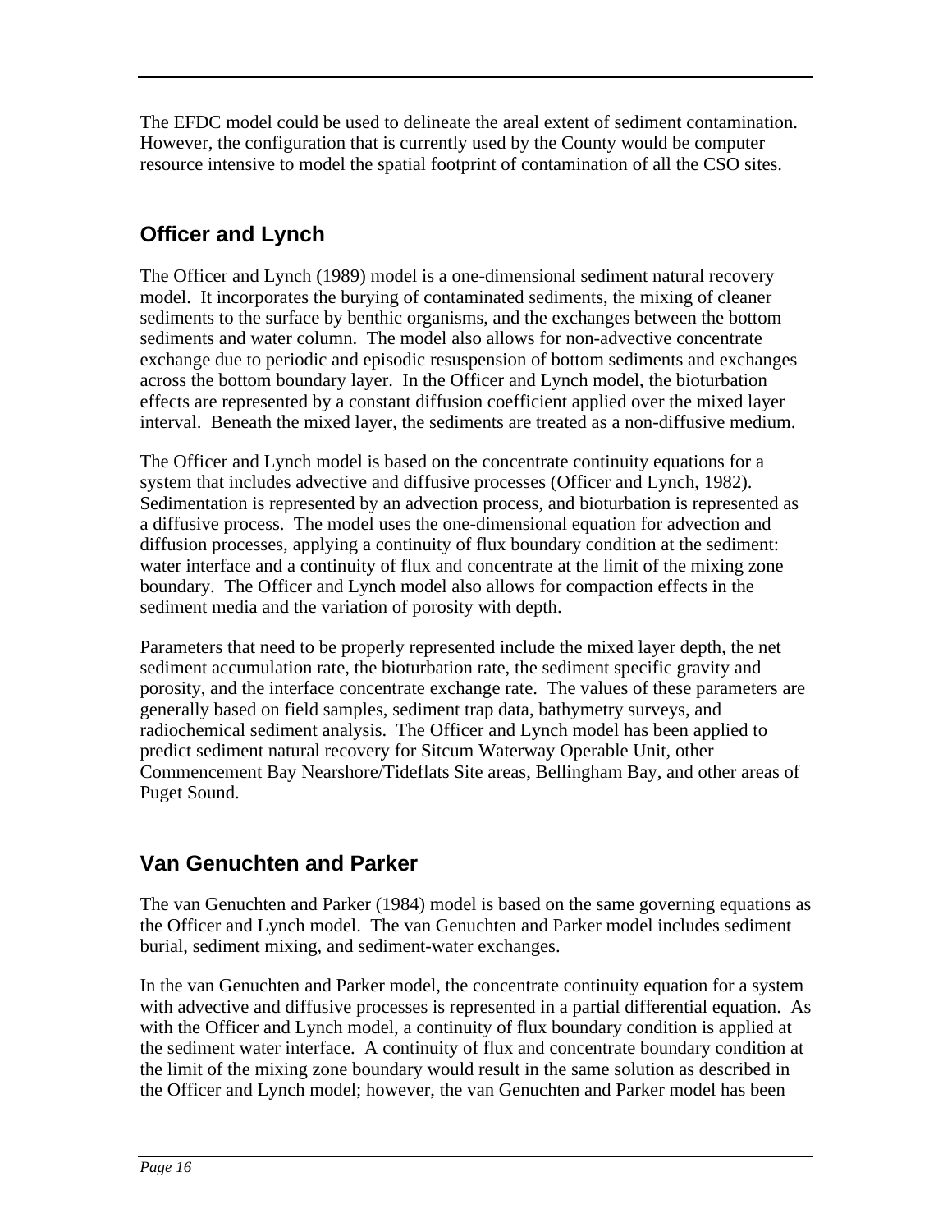The EFDC model could be used to delineate the areal extent of sediment contamination. However, the configuration that is currently used by the County would be computer resource intensive to model the spatial footprint of contamination of all the CSO sites.

## Officer and Lynch

The Officer and Lynch (1989) model is a one-dimensional sediment natural recovery model. It incorporates the burying of contaminated sediments, the mixing of cleaner sediments to the surface by benthic organisms, and the exchanges between the bottom sediments and water column. The model also allows for non-advective concentrate exchange due to periodic and episodic resuspension of bottom sediments and exchanges across the bottom boundary layer. In the Officer and Lynch model, the bioturbation effects are represented by a constant diffusion coefficient applied over the mixed layer interval. Beneath the mixed layer, the sediments are treated as a non-diffusive medium.

The Officer and Lynch model is based on the concentrate continuity equations for a system that includes advective and diffusive processes (Officer and Lynch, 1982). Sedimentation is represented by an advection process, and bioturbation is represented as a diffusive process. The model uses the one-dimensional equation for advection and diffusion processes, applying a continuity of flux boundary condition at the sediment: water interface and a continuity of flux and concentrate at the limit of the mixing zone boundary. The Officer and Lynch model also allows for compaction effects in the sediment media and the variation of porosity with depth.

Parameters that need to be properly represented include the mixed layer depth, the net sediment accumulation rate, the bioturbation rate, the sediment specific gravity and porosity, and the interface concentrate exchange rate. The values of these parameters are generally based on field samples, sediment trap data, bathymetry surveys, and radiochemical sediment analysis. The Officer and Lynch model has been applied to predict sediment natural recovery for Sitcum Waterway Operable Unit, other Commencement Bay Nearshore/Tideflats Site areas, Bellingham Bay, and other areas of Puget Sound.

## Van Genuchten and Parker

The van Genuchten and Parker (1984) model is based on the same governing equations as the Officer and Lynch model. The van Genuchten and Parker model includes sediment burial, sediment mixing, and sediment-water exchanges.

In the van Genuchten and Parker model, the concentrate continuity equation for a system with advective and diffusive processes is represented in a partial differential equation. As with the Officer and Lynch model, a continuity of flux boundary condition is applied at the sediment water interface. A continuity of flux and concentrate boundary condition at the limit of the mixing zone boundary would result in the same solution as described in the Officer and Lynch model; however, the van Genuchten and Parker model has been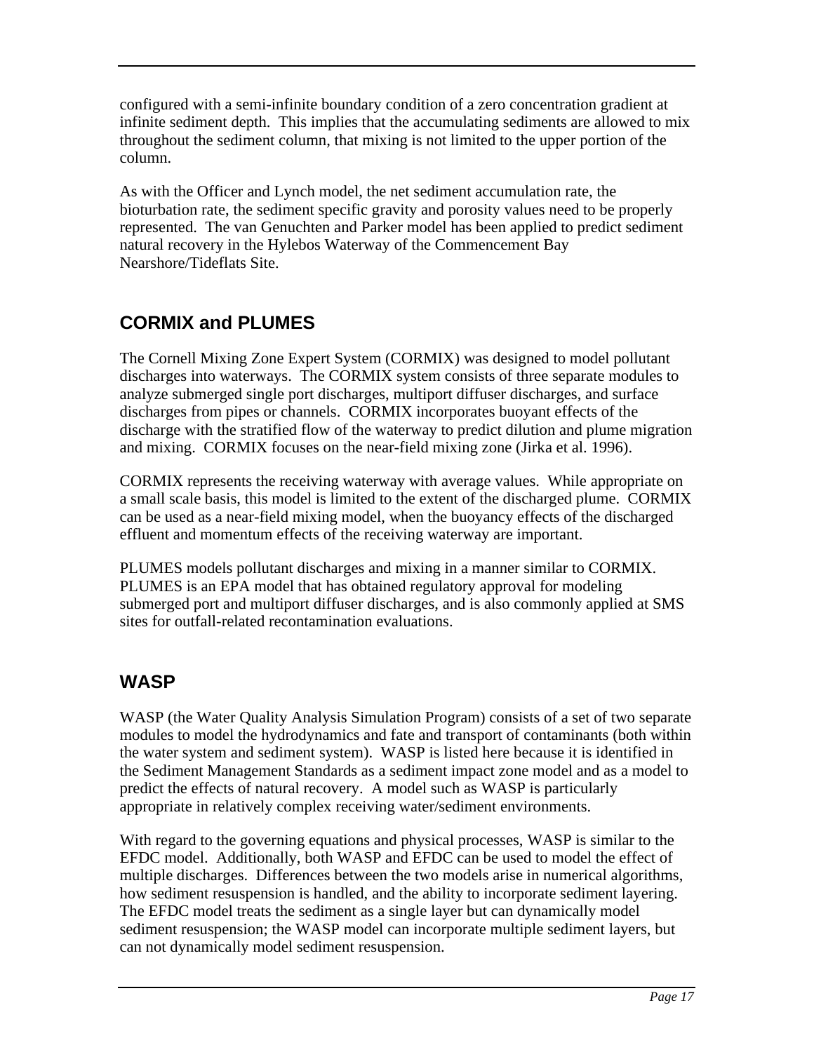configured with a semi-infinite boundary condition of a zero concentration gradient at infinite sediment depth. This implies that the accumulating sediments are allowed to mix throughout the sediment column, that mixing is not limited to the upper portion of the column.

As with the Officer and Lynch model, the net sediment accumulation rate, the bioturbation rate, the sediment specific gravity and porosity values need to be properly represented. The van Genuchten and Parker model has been applied to predict sediment natural recovery in the Hylebos Waterway of the Commencement Bay Nearshore/Tideflats Site.

## CORMIX and PLUMES

The Cornell Mixing Zone Expert System (CORMIX) was designed to model pollutant discharges into waterways. The CORMIX system consists of three separate modules to analyze submerged single port discharges, multiport diffuser discharges, and surface discharges from pipes or channels. CORMIX incorporates buoyant effects of the discharge with the stratified flow of the waterway to predict dilution and plume migration and mixing. CORMIX focuses on the near-field mixing zone (Jirka et al. 1996).

CORMIX represents the receiving waterway with average values. While appropriate on a small scale basis, this model is limited to the extent of the discharged plume. CORMIX can be used as a near-field mixing model, when the buoyancy effects of the discharged effluent and momentum effects of the receiving waterway are important.

PLUMES models pollutant discharges and mixing in a manner similar to CORMIX. PLUMES is an EPA model that has obtained regulatory approval for modeling submerged port and multiport diffuser discharges, and is also commonly applied at SMS sites for outfall-related recontamination evaluations.

## WASP

WASP (the Water Quality Analysis Simulation Program) consists of a set of two separate modules to model the hydrodynamics and fate and transport of contaminants (both within the water system and sediment system). WASP is listed here because it is identified in the Sediment Management Standards as a sediment impact zone model and as a model to predict the effects of natural recovery. A model such as WASP is particularly appropriate in relatively complex receiving water/sediment environments.

With regard to the governing equations and physical processes, WASP is similar to the EFDC model. Additionally, both WASP and EFDC can be used to model the effect of multiple discharges. Differences between the two models arise in numerical algorithms, how sediment resuspension is handled, and the ability to incorporate sediment layering. The EFDC model treats the sediment as a single layer but can dynamically model sediment resuspension; the WASP model can incorporate multiple sediment layers, but can not dynamically model sediment resuspension.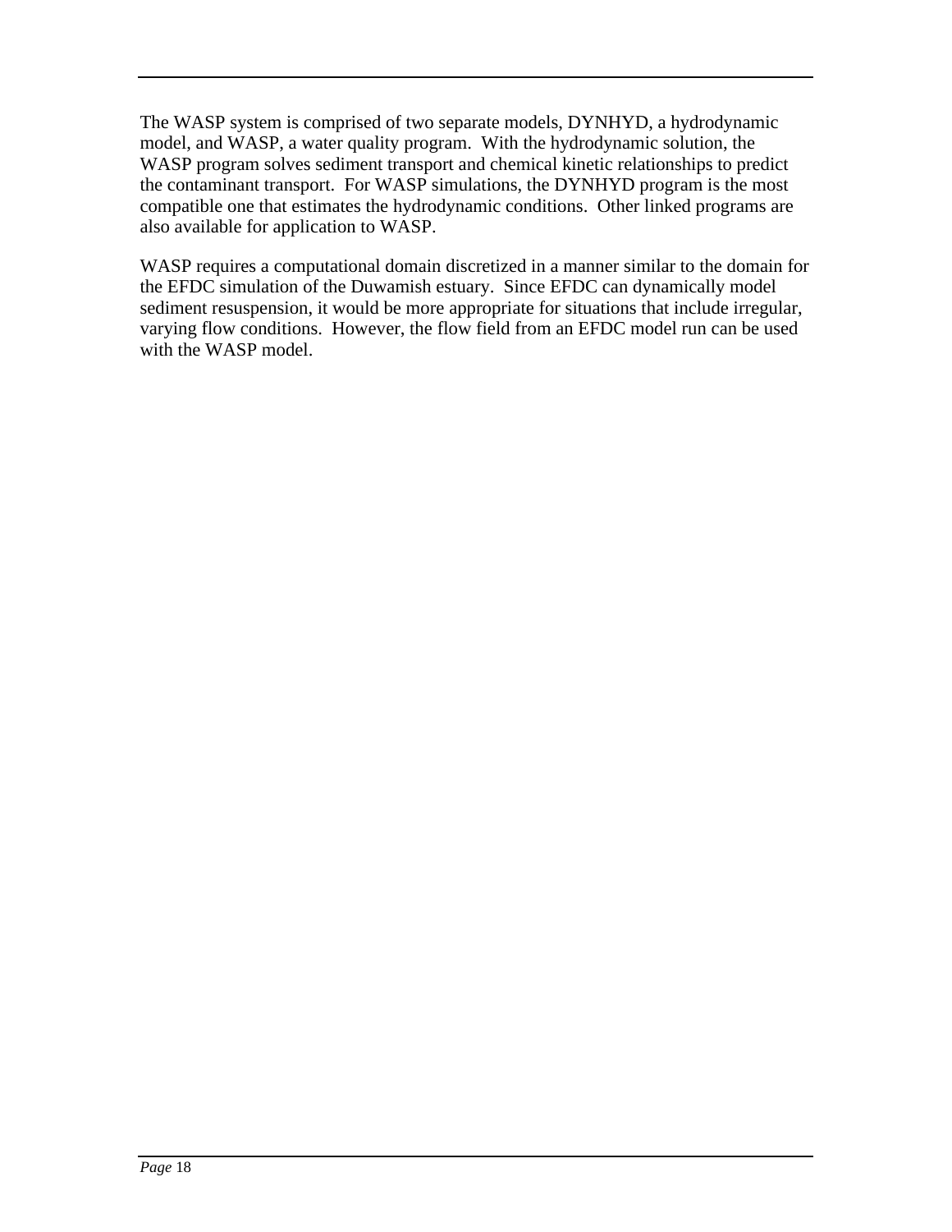The WASP system is comprised of two separate models, DYNHYD, a hydrodynamic model, and WASP, a water quality program. With the hydrodynamic solution, the WASP program solves sediment transport and chemical kinetic relationships to predict the contaminant transport. For WASP simulations, the DYNHYD program is the most compatible one that estimates the hydrodynamic conditions. Other linked programs are also available for application to WASP.

WASP requires a computational domain discretized in a manner similar to the domain for the EFDC simulation of the Duwamish estuary. Since EFDC can dynamically model sediment resuspension, it would be more appropriate for situations that include irregular, varying flow conditions. However, the flow field from an EFDC model run can be used with the WASP model.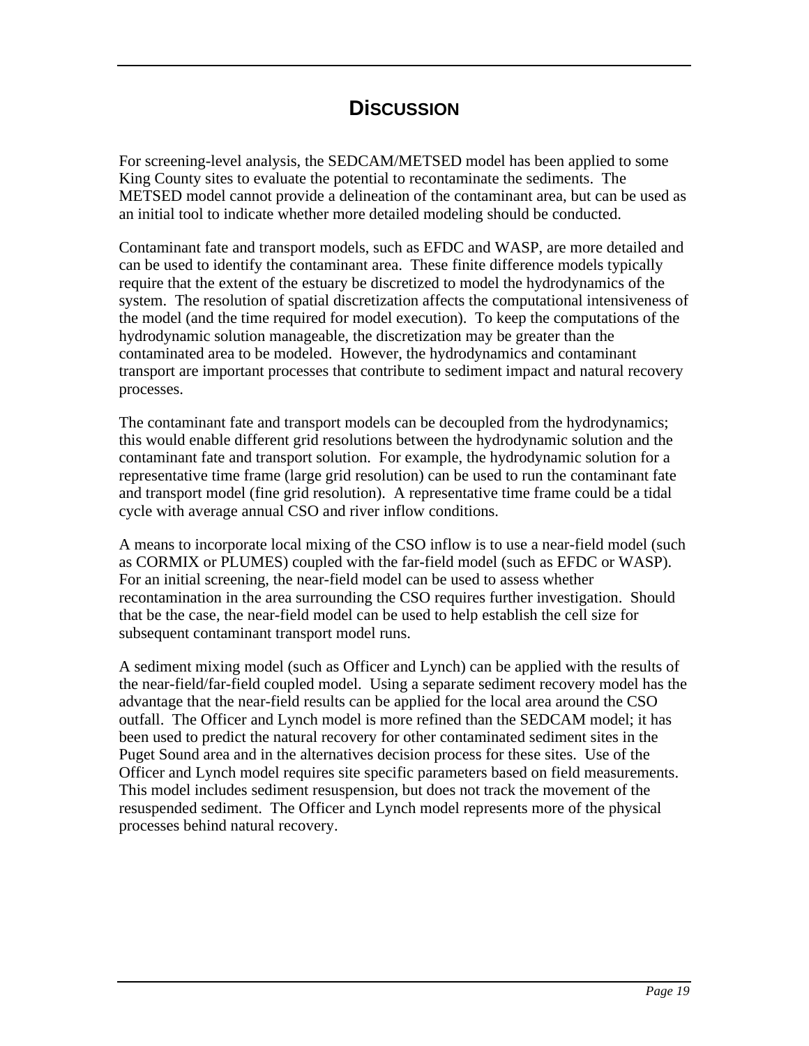# Discussion

For screening-level analysis, the SEDCAM/METSED model has been applied to some King County sites to evaluate the potential to recontaminate the sediments. The METSED model cannot provide a delineation of the contaminant area, but can be used as an initial tool to indicate whether more detailed modeling should be conducted.

Contaminant fate and transport models, such as EFDC and WASP, are more detailed and can be used to identify the contaminant area. These finite difference models typically require that the extent of the estuary be discretized to model the hydrodynamics of the system. The resolution of spatial discretization affects the computational intensiveness of the model (and the time required for model execution). To keep the computations of the hydrodynamic solution manageable, the discretization may be greater than the contaminated area to be modeled. However, the hydrodynamics and contaminant transport are important processes that contribute to sediment impact and natural recovery processes.

The contaminant fate and transport models can be decoupled from the hydrodynamics; this would enable different grid resolutions between the hydrodynamic solution and the contaminant fate and transport solution. For example, the hydrodynamic solution for a representative time frame (large grid resolution) can be used to run the contaminant fate and transport model (fine grid resolution). A representative time frame could be a tidal cycle with average annual CSO and river inflow conditions.

A means to incorporate local mixing of the CSO inflow is to use a near-field model (such as CORMIX or PLUMES) coupled with the far-field model (such as EFDC or WASP). For an initial screening, the near-field model can be used to assess whether recontamination in the area surrounding the CSO requires further investigation. Should that be the case, the near-field model can be used to help establish the cell size for subsequent contaminant transport model runs.

A sediment mixing model (such as Officer and Lynch) can be applied with the results of the near-field/far-field coupled model. Using a separate sediment recovery model has the advantage that the near-field results can be applied for the local area around the CSO outfall. The Officer and Lynch model is more refined than the SEDCAM model; it has been used to predict the natural recovery for other contaminated sediment sites in the Puget Sound area and in the alternatives decision process for these sites. Use of the Officer and Lynch model requires site specific parameters based on field measurements. This model includes sediment resuspension, but does not track the movement of the resuspended sediment. The Officer and Lynch model represents more of the physical processes behind natural recovery.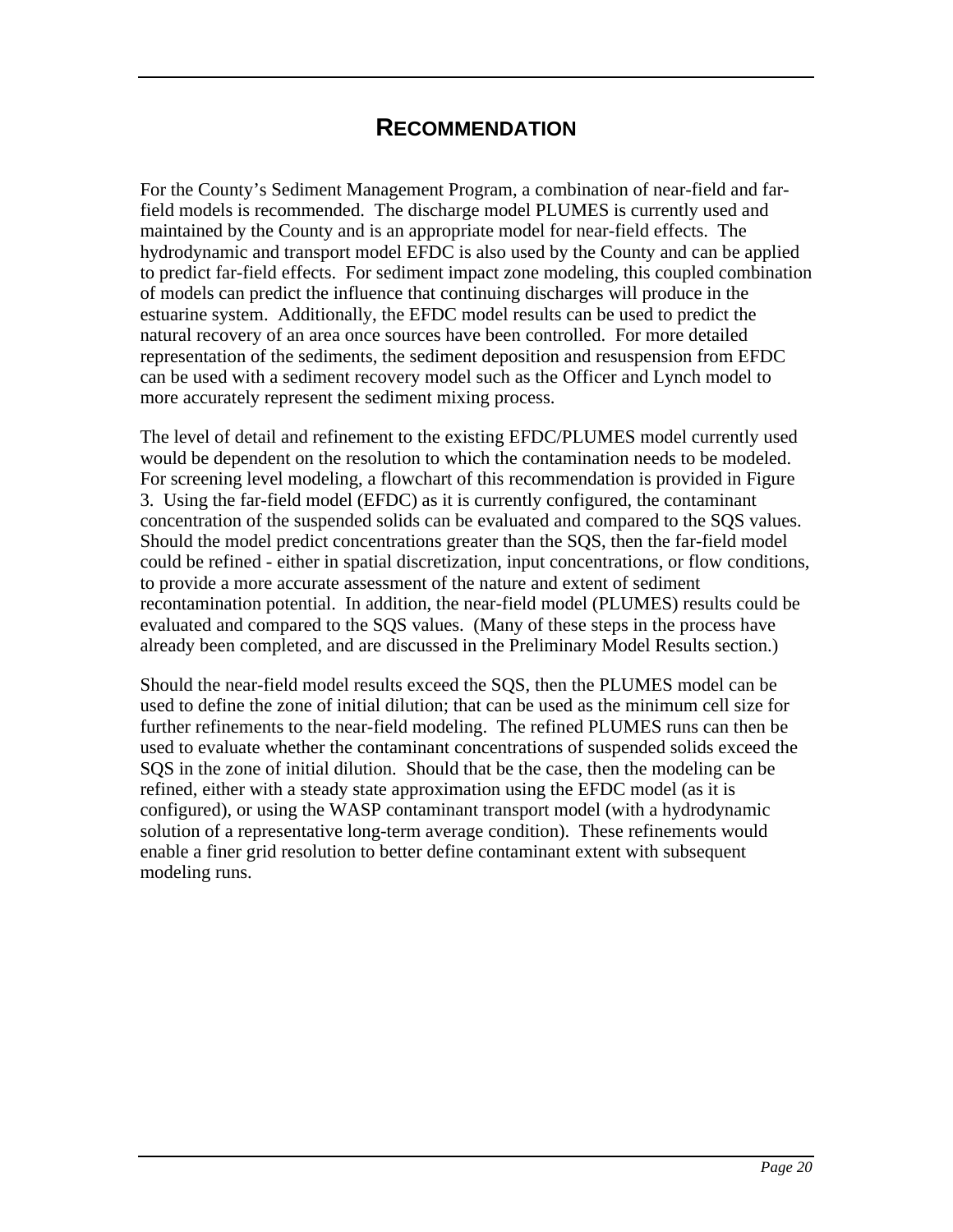# RECOMMENDATION

For the County's Sediment Management Program, a combination of near-field and far-field models is recommended. The discharge model PLUMES is currently used and maintained by the County and is an appropriate model for near-field effects. The hydrodynamic and transport model EFDC is also used by the County and can be applied to predict far-field effects. For sediment impact zone modeling, this coupled combination of models can predict the influence that continuing discharges will produce in the estuarine system. Additionally, the EFDC model results can be used to predict the natural recovery of an area once sources have been controlled. For more detailed representation of the sediments, the sediment deposition and resuspension from EFDC can be used with a sediment recovery model such as the Officer and Lynch model to more accurately represent the sediment mixing process.

The level of detail and refinement to the existing EFDC/PLUMES model currently used would be dependent on the resolution to which the contamination needs to be modeled. For screening level modeling, a flowchart of this recommendation is provided in Figure 3. Using the far-field model (EFDC) as it is currently configured, the contaminant concentration of the suspended solids can be evaluated and compared to the SQS values. Should the model predict concentrations greater than the SQS, then the far-field model could be refined - either in spatial discretization, input concentrations, or flow conditions, to provide a more accurate assessment of the nature and extent of sediment recontamination potential. In addition, the near-field model (PLUMES) results could be evaluated and compared to the SQS values. (Many of these steps in the process have already been completed, and are discussed in the Preliminary Model Results section.)

Should the near-field model results exceed the SQS, then the PLUMES model can be used to define the zone of initial dilution; that can be used as the minimum cell size for further refinements to the near-field modeling. The refined PLUMES runs can then be used to evaluate whether the contaminant concentrations of suspended solids exceed the SQS in the zone of initial dilution. Should that be the case, then the modeling can be refined, either with a steady state approximation using the EFDC model (as it is configured), or using the WASP contaminant transport model (with a hydrodynamic solution of a representative long-term average condition). These refinements would enable a finer grid resolution to better define contaminant extent with subsequent modeling runs.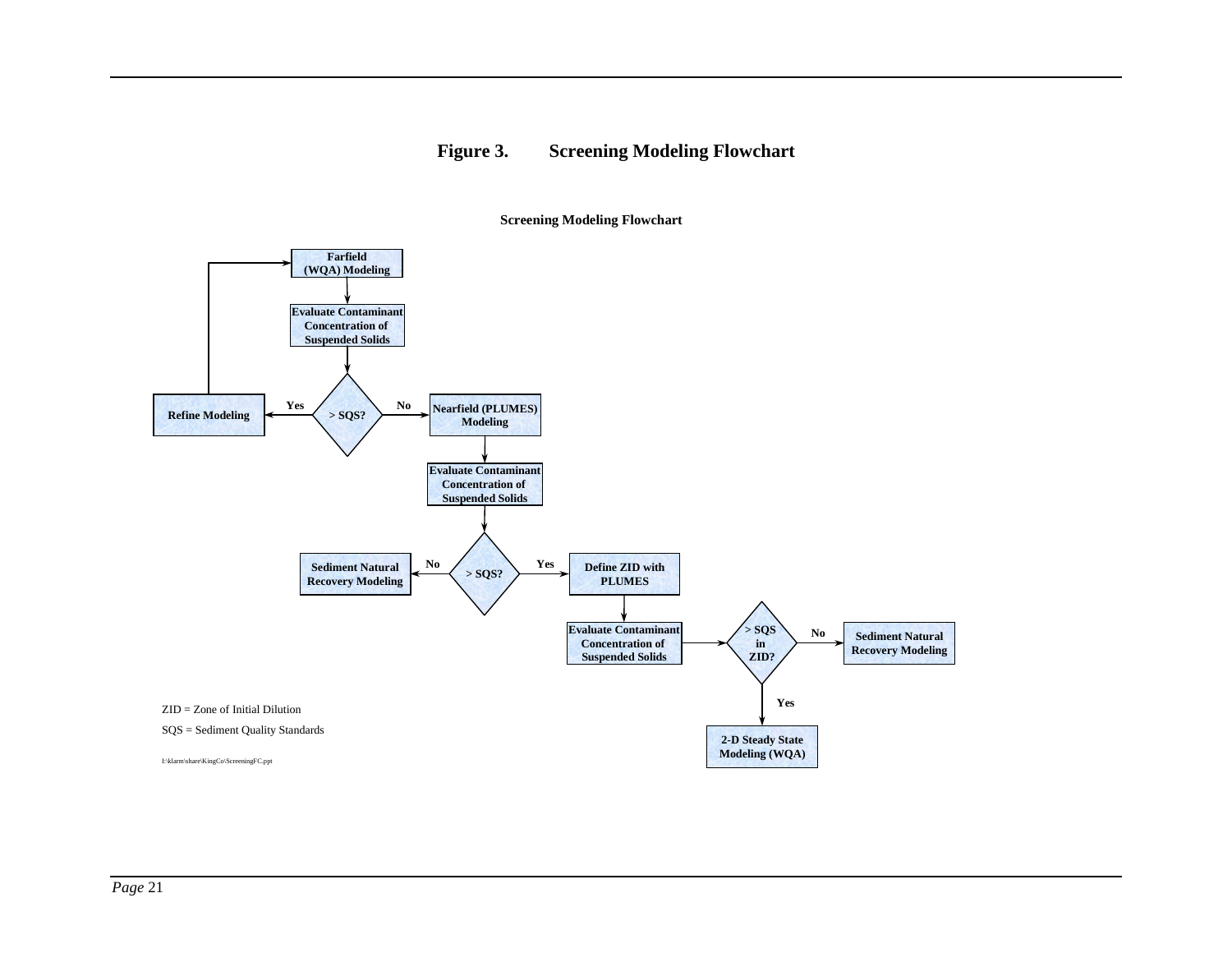# Figure 3. Screening Modeling Flowchart

**Screening Modeling Flowchart**

- **Farfield (WQA) Modeling**
- → **Evaluate Contaminant Concentration of Suspended Solids**
- → **> SQS?**
  - Yes → **Refine Modeling** → (return to) **Farfield (WQA) Modeling**
  - No → **Nearfield (PLUMES) Modeling**
    - → **Evaluate Contaminant Concentration of Suspended Solids**
    - → **> SQS?**
      - No → **Sediment Natural Recovery Modeling**
      - Yes → **Define ZID with PLUMES**
        - → **Evaluate Contaminant Concentration of Suspended Solids**
        - → **> SQS in ZID?**
          - No → **Sediment Natural Recovery Modeling**
          - Yes → **2-D Steady State Modeling (WQA)**

ZID = Zone of Initial Dilution

SQS = Sediment Quality Standards

I:\klarm\share\KingCo\ScreeningFC.ppt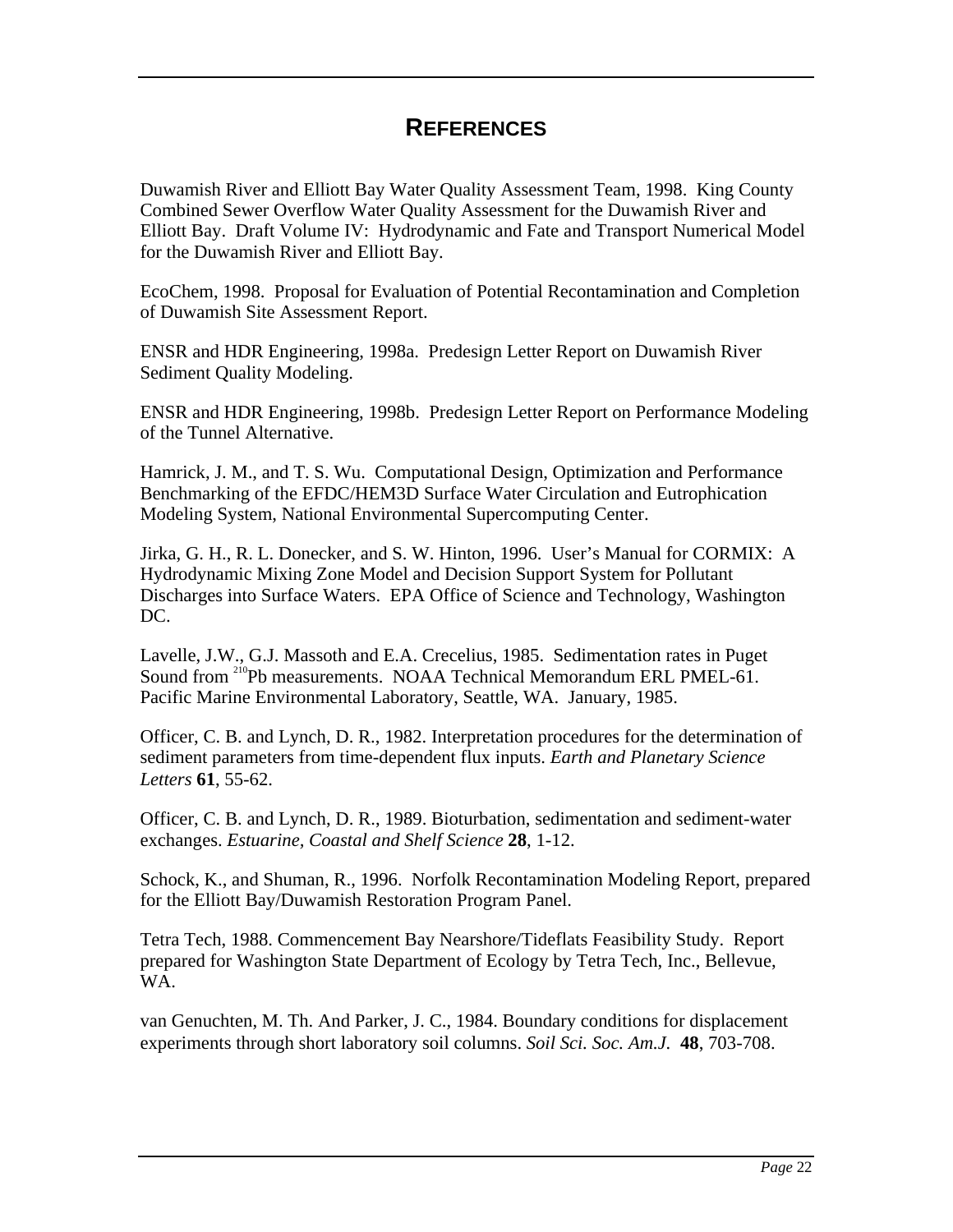# REFERENCES

Duwamish River and Elliott Bay Water Quality Assessment Team, 1998. King County Combined Sewer Overflow Water Quality Assessment for the Duwamish River and Elliott Bay. Draft Volume IV: Hydrodynamic and Fate and Transport Numerical Model for the Duwamish River and Elliott Bay.

EcoChem, 1998. Proposal for Evaluation of Potential Recontamination and Completion of Duwamish Site Assessment Report.

ENSR and HDR Engineering, 1998a. Predesign Letter Report on Duwamish River Sediment Quality Modeling.

ENSR and HDR Engineering, 1998b. Predesign Letter Report on Performance Modeling of the Tunnel Alternative.

Hamrick, J. M., and T. S. Wu. Computational Design, Optimization and Performance Benchmarking of the EFDC/HEM3D Surface Water Circulation and Eutrophication Modeling System, National Environmental Supercomputing Center.

Jirka, G. H., R. L. Donecker, and S. W. Hinton, 1996. User's Manual for CORMIX: A Hydrodynamic Mixing Zone Model and Decision Support System for Pollutant Discharges into Surface Waters. EPA Office of Science and Technology, Washington DC.

Lavelle, J.W., G.J. Massoth and E.A. Crecelius, 1985. Sedimentation rates in Puget Sound from $^{210}$Pb measurements. NOAA Technical Memorandum ERL PMEL-61. Pacific Marine Environmental Laboratory, Seattle, WA. January, 1985.

Officer, C. B. and Lynch, D. R., 1982. Interpretation procedures for the determination of sediment parameters from time-dependent flux inputs. *Earth and Planetary Science Letters* **61**, 55-62.

Officer, C. B. and Lynch, D. R., 1989. Bioturbation, sedimentation and sediment-water exchanges. *Estuarine, Coastal and Shelf Science* **28**, 1-12.

Schock, K., and Shuman, R., 1996. Norfolk Recontamination Modeling Report, prepared for the Elliott Bay/Duwamish Restoration Program Panel.

Tetra Tech, 1988. Commencement Bay Nearshore/Tideflats Feasibility Study. Report prepared for Washington State Department of Ecology by Tetra Tech, Inc., Bellevue, WA.

van Genuchten, M. Th. And Parker, J. C., 1984. Boundary conditions for displacement experiments through short laboratory soil columns. *Soil Sci. Soc. Am.J.* **48**, 703-708.